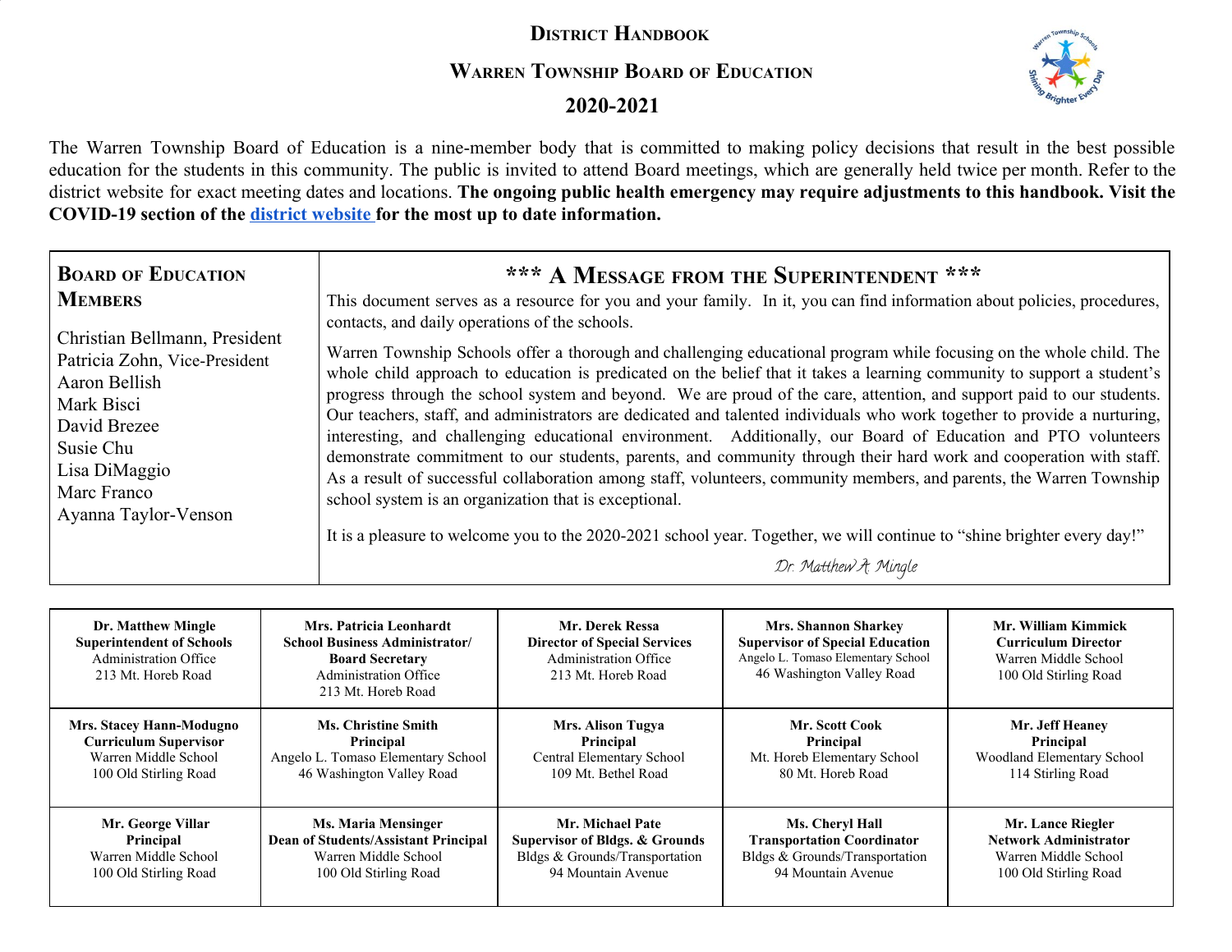# District Handbook

## Warren Township Board of Education

## 2020-2021

The Warren Township Board of Education is a nine-member body that is committed to making policy decisions that result in the best possible education for the students in this community. The public is invited to attend Board meetings, which are generally held twice per month. Refer to the district website for exact meeting dates and locations. **The ongoing public health emergency may require adjustments to this handbook. Visit the COVID-19 section of the district website for the most up to date information.**

### Board of Education Members

- Christian Bellmann, President
- Patricia Zohn, Vice-President
- Aaron Bellish
- Mark Bisci
- David Brezee
- Susie Chu
- Lisa DiMaggio
- Marc Franco
- Ayanna Taylor-Venson

### *** A Message from the Superintendent ***

This document serves as a resource for you and your family. In it, you can find information about policies, procedures, contacts, and daily operations of the schools.

Warren Township Schools offer a thorough and challenging educational program while focusing on the whole child. The whole child approach to education is predicated on the belief that it takes a learning community to support a student's progress through the school system and beyond. We are proud of the care, attention, and support paid to our students. Our teachers, staff, and administrators are dedicated and talented individuals who work together to provide a nurturing, interesting, and challenging educational environment. Additionally, our Board of Education and PTO volunteers demonstrate commitment to our students, parents, and community through their hard work and cooperation with staff. As a result of successful collaboration among staff, volunteers, community members, and parents, the Warren Township school system is an organization that is exceptional.

It is a pleasure to welcome you to the 2020-2021 school year. Together, we will continue to "shine brighter every day!"

*Dr. Matthew A. Mingle*

| | | | | |
|---|---|---|---|---|
| **Dr. Matthew Mingle**<br>**Superintendent of Schools**<br>Administration Office<br>213 Mt. Horeb Road | **Mrs. Patricia Leonhardt**<br>**School Business Administrator/ Board Secretary**<br>Administration Office<br>213 Mt. Horeb Road | **Mr. Derek Ressa**<br>**Director of Special Services**<br>Administration Office<br>213 Mt. Horeb Road | **Mrs. Shannon Sharkey**<br>**Supervisor of Special Education**<br>Angelo L. Tomaso Elementary School<br>46 Washington Valley Road | **Mr. William Kimmick**<br>**Curriculum Director**<br>Warren Middle School<br>100 Old Stirling Road |
| **Mrs. Stacey Hann-Modugno**<br>**Curriculum Supervisor**<br>Warren Middle School<br>100 Old Stirling Road | **Ms. Christine Smith**<br>**Principal**<br>Angelo L. Tomaso Elementary School<br>46 Washington Valley Road | **Mrs. Alison Tugya**<br>**Principal**<br>Central Elementary School<br>109 Mt. Bethel Road | **Mr. Scott Cook**<br>**Principal**<br>Mt. Horeb Elementary School<br>80 Mt. Horeb Road | **Mr. Jeff Heaney**<br>**Principal**<br>Woodland Elementary School<br>114 Stirling Road |
| **Mr. George Villar**<br>**Principal**<br>Warren Middle School<br>100 Old Stirling Road | **Ms. Maria Mensinger**<br>**Dean of Students/Assistant Principal**<br>Warren Middle School<br>100 Old Stirling Road | **Mr. Michael Pate**<br>**Supervisor of Bldgs. & Grounds**<br>Bldgs & Grounds/Transportation<br>94 Mountain Avenue | **Ms. Cheryl Hall**<br>**Transportation Coordinator**<br>Bldgs & Grounds/Transportation<br>94 Mountain Avenue | **Mr. Lance Riegler**<br>**Network Administrator**<br>Warren Middle School<br>100 Old Stirling Road |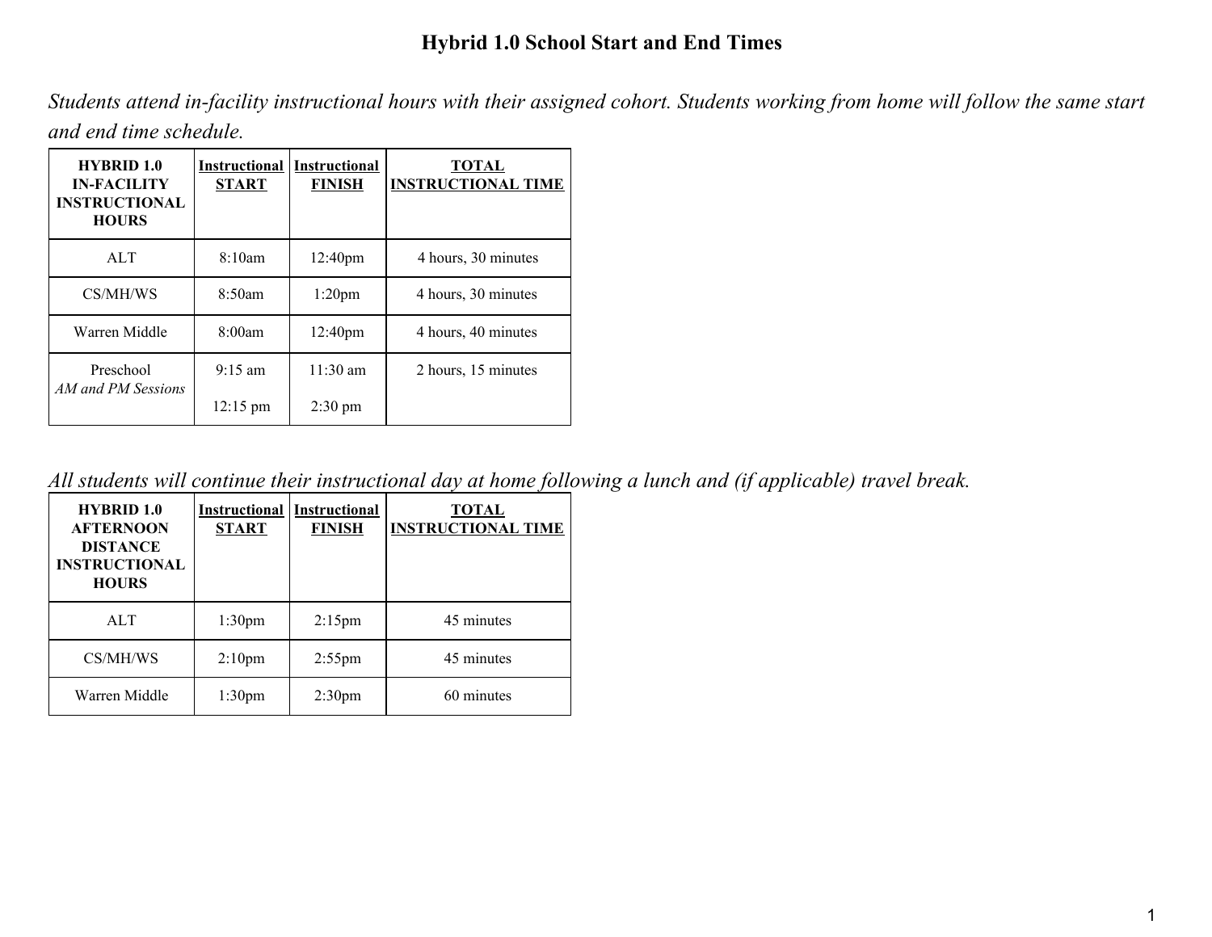# Hybrid 1.0 School Start and End Times

*Students attend in-facility instructional hours with their assigned cohort. Students working from home will follow the same start and end time schedule.*

| HYBRID 1.0 IN-FACILITY INSTRUCTIONAL HOURS | Instructional START | Instructional FINISH | TOTAL INSTRUCTIONAL TIME |
|---|---|---|---|
| ALT | 8:10am | 12:40pm | 4 hours, 30 minutes |
| CS/MH/WS | 8:50am | 1:20pm | 4 hours, 30 minutes |
| Warren Middle | 8:00am | 12:40pm | 4 hours, 40 minutes |
| Preschool *AM and PM Sessions* | 9:15 am<br>12:15 pm | 11:30 am<br>2:30 pm | 2 hours, 15 minutes |

*All students will continue their instructional day at home following a lunch and (if applicable) travel break.*

| HYBRID 1.0 AFTERNOON DISTANCE INSTRUCTIONAL HOURS | Instructional START | Instructional FINISH | TOTAL INSTRUCTIONAL TIME |
|---|---|---|---|
| ALT | 1:30pm | 2:15pm | 45 minutes |
| CS/MH/WS | 2:10pm | 2:55pm | 45 minutes |
| Warren Middle | 1:30pm | 2:30pm | 60 minutes |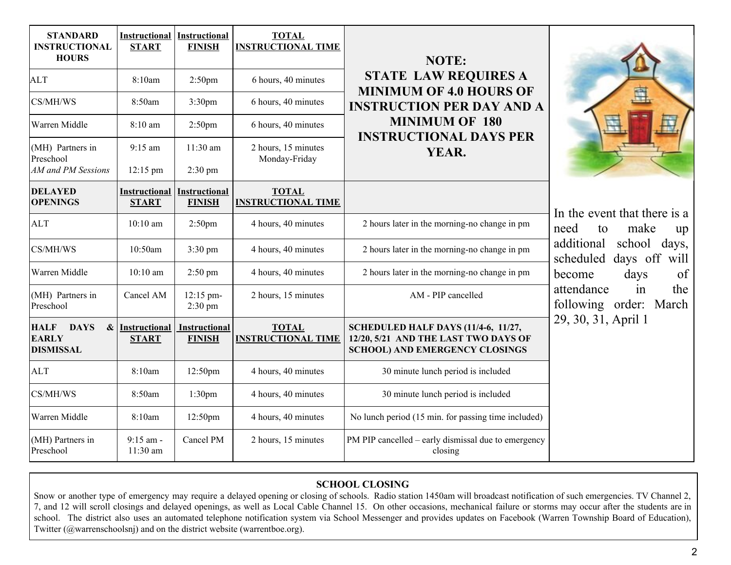| STANDARD INSTRUCTIONAL HOURS | Instructional START | Instructional FINISH | TOTAL INSTRUCTIONAL TIME | |
|---|---|---|---|---|
| ALT | 8:10am | 2:50pm | 6 hours, 40 minutes | **NOTE: STATE LAW REQUIRES A MINIMUM OF 4.0 HOURS OF INSTRUCTION PER DAY AND A MINIMUM OF 180 INSTRUCTIONAL DAYS PER YEAR.** |
| CS/MH/WS | 8:50am | 3:30pm | 6 hours, 40 minutes | |
| Warren Middle | 8:10 am | 2:50pm | 6 hours, 40 minutes | |
| (MH) Partners in Preschool *AM and PM Sessions* | 9:15 am 12:15 pm | 11:30 am 2:30 pm | 2 hours, 15 minutes Monday-Friday | |
| **DELAYED OPENINGS** | **Instructional START** | **Instructional FINISH** | **TOTAL INSTRUCTIONAL TIME** | |
| ALT | 10:10 am | 2:50pm | 4 hours, 40 minutes | 2 hours later in the morning-no change in pm |
| CS/MH/WS | 10:50am | 3:30 pm | 4 hours, 40 minutes | 2 hours later in the morning-no change in pm |
| Warren Middle | 10:10 am | 2:50 pm | 4 hours, 40 minutes | 2 hours later in the morning-no change in pm |
| (MH) Partners in Preschool | Cancel AM | 12:15 pm-2:30 pm | 2 hours, 15 minutes | AM - PIP cancelled |
| **HALF DAYS & EARLY DISMISSAL** | **Instructional START** | **Instructional FINISH** | **TOTAL INSTRUCTIONAL TIME** | **SCHEDULED HALF DAYS (11/4-6, 11/27, 12/20, 5/21 AND THE LAST TWO DAYS OF SCHOOL) AND EMERGENCY CLOSINGS** |
| ALT | 8:10am | 12:50pm | 4 hours, 40 minutes | 30 minute lunch period is included |
| CS/MH/WS | 8:50am | 1:30pm | 4 hours, 40 minutes | 30 minute lunch period is included |
| Warren Middle | 8:10am | 12:50pm | 4 hours, 40 minutes | No lunch period (15 min. for passing time included) |
| (MH) Partners in Preschool | 9:15 am - 11:30 am | Cancel PM | 2 hours, 15 minutes | PM PIP cancelled – early dismissal due to emergency closing |

In the event that there is a need to make up additional school days, scheduled days off will become days of attendance in the following order: March 29, 30, 31, April 1

## SCHOOL CLOSING

Snow or another type of emergency may require a delayed opening or closing of schools. Radio station 1450am will broadcast notification of such emergencies. TV Channel 2, 7, and 12 will scroll closings and delayed openings, as well as Local Cable Channel 15. On other occasions, mechanical failure or storms may occur after the students are in school. The district also uses an automated telephone notification system via School Messenger and provides updates on Facebook (Warren Township Board of Education), Twitter (@warrenschoolsnj) and on the district website (warrentboe.org).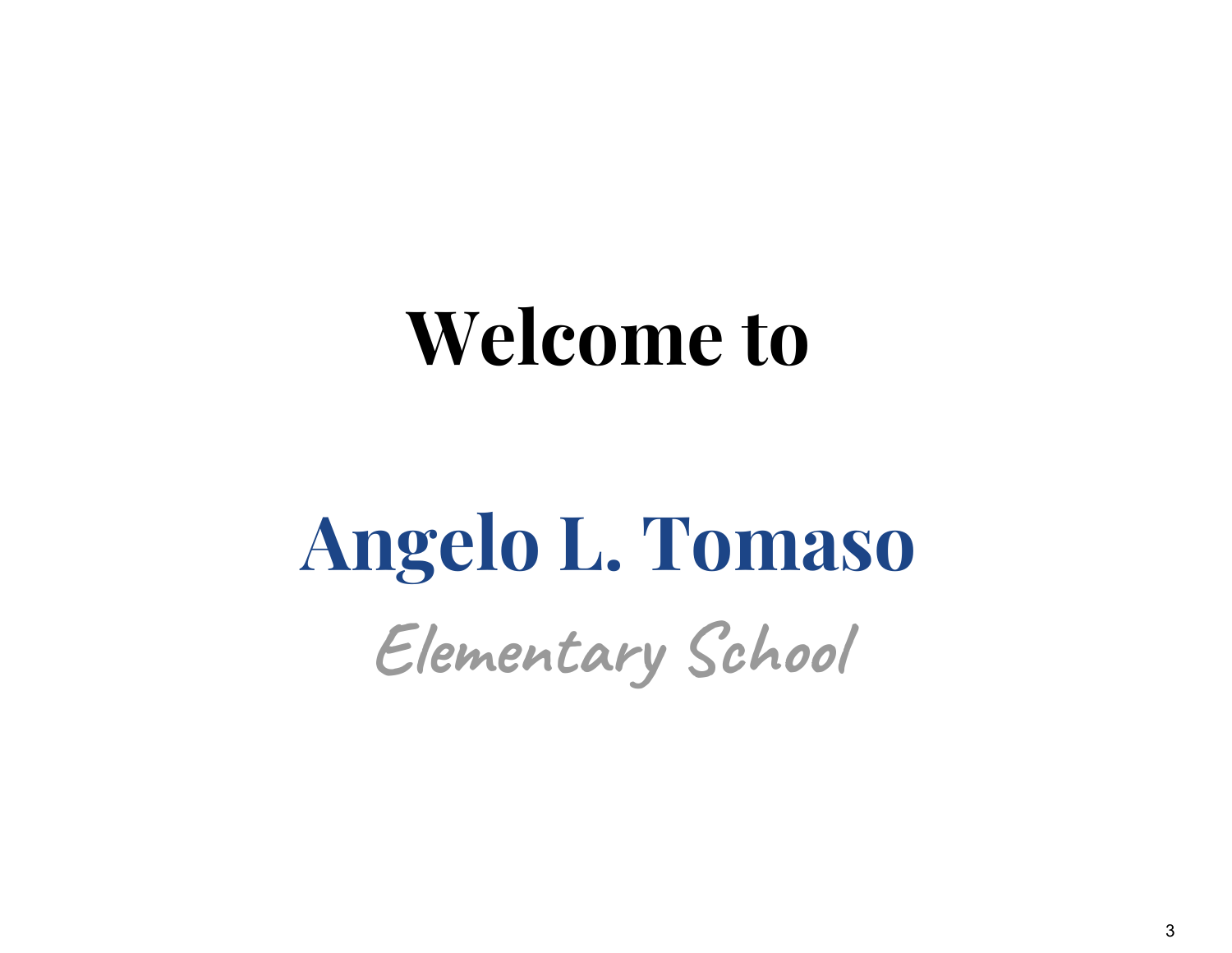# Welcome to

# Angelo L. Tomaso

## *Elementary School*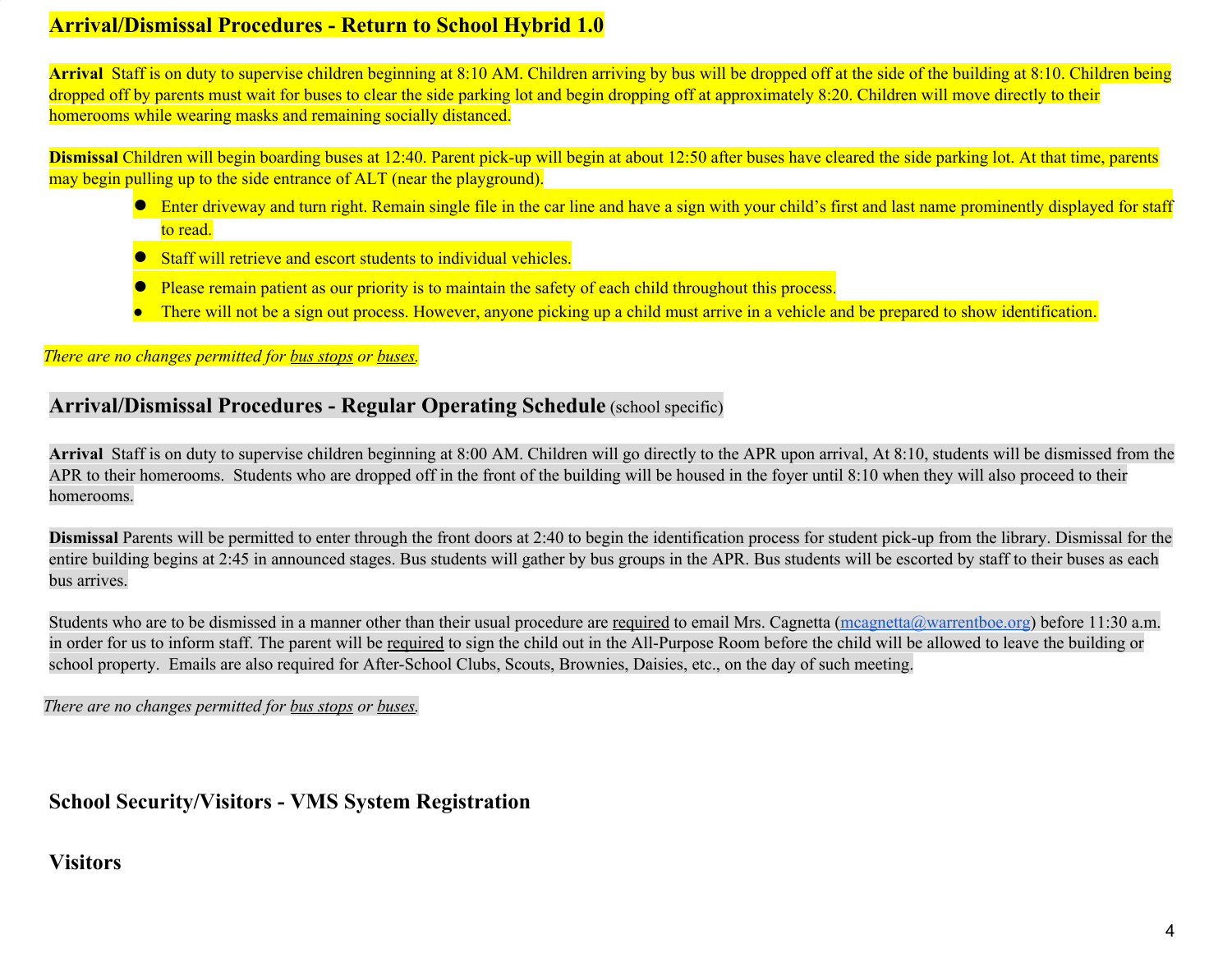## Arrival/Dismissal Procedures - Return to School Hybrid 1.0

**Arrival** Staff is on duty to supervise children beginning at 8:10 AM. Children arriving by bus will be dropped off at the side of the building at 8:10. Children being dropped off by parents must wait for buses to clear the side parking lot and begin dropping off at approximately 8:20. Children will move directly to their homerooms while wearing masks and remaining socially distanced.

**Dismissal** Children will begin boarding buses at 12:40. Parent pick-up will begin at about 12:50 after buses have cleared the side parking lot. At that time, parents may begin pulling up to the side entrance of ALT (near the playground).

- Enter driveway and turn right. Remain single file in the car line and have a sign with your child's first and last name prominently displayed for staff to read.
- Staff will retrieve and escort students to individual vehicles.
- Please remain patient as our priority is to maintain the safety of each child throughout this process.
- There will not be a sign out process. However, anyone picking up a child must arrive in a vehicle and be prepared to show identification.

*There are no changes permitted for bus stops or buses.*

## Arrival/Dismissal Procedures - Regular Operating Schedule (school specific)

**Arrival** Staff is on duty to supervise children beginning at 8:00 AM. Children will go directly to the APR upon arrival, At 8:10, students will be dismissed from the APR to their homerooms. Students who are dropped off in the front of the building will be housed in the foyer until 8:10 when they will also proceed to their homerooms.

**Dismissal** Parents will be permitted to enter through the front doors at 2:40 to begin the identification process for student pick-up from the library. Dismissal for the entire building begins at 2:45 in announced stages. Bus students will gather by bus groups in the APR. Bus students will be escorted by staff to their buses as each bus arrives.

Students who are to be dismissed in a manner other than their usual procedure are required to email Mrs. Cagnetta (mcagnetta@warrentboe.org) before 11:30 a.m. in order for us to inform staff. The parent will be required to sign the child out in the All-Purpose Room before the child will be allowed to leave the building or school property. Emails are also required for After-School Clubs, Scouts, Brownies, Daisies, etc., on the day of such meeting.

*There are no changes permitted for bus stops or buses.*

## School Security/Visitors - VMS System Registration

## Visitors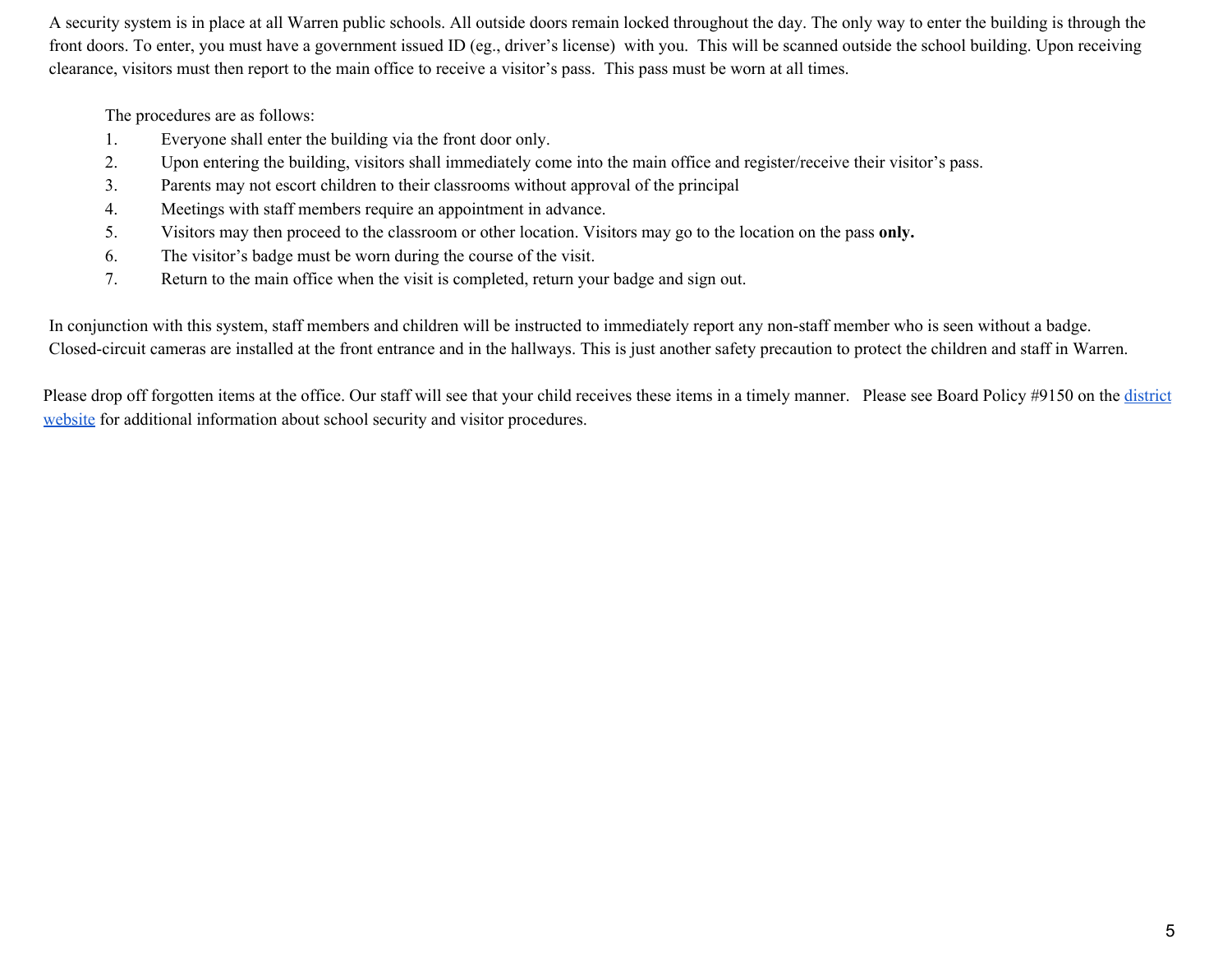A security system is in place at all Warren public schools. All outside doors remain locked throughout the day. The only way to enter the building is through the front doors. To enter, you must have a government issued ID (eg., driver's license) with you. This will be scanned outside the school building. Upon receiving clearance, visitors must then report to the main office to receive a visitor's pass. This pass must be worn at all times.

The procedures are as follows:

1. Everyone shall enter the building via the front door only.
2. Upon entering the building, visitors shall immediately come into the main office and register/receive their visitor's pass.
3. Parents may not escort children to their classrooms without approval of the principal
4. Meetings with staff members require an appointment in advance.
5. Visitors may then proceed to the classroom or other location. Visitors may go to the location on the pass **only.**
6. The visitor's badge must be worn during the course of the visit.
7. Return to the main office when the visit is completed, return your badge and sign out.

In conjunction with this system, staff members and children will be instructed to immediately report any non-staff member who is seen without a badge. Closed-circuit cameras are installed at the front entrance and in the hallways. This is just another safety precaution to protect the children and staff in Warren.

Please drop off forgotten items at the office. Our staff will see that your child receives these items in a timely manner. Please see Board Policy #9150 on the [district website]() for additional information about school security and visitor procedures.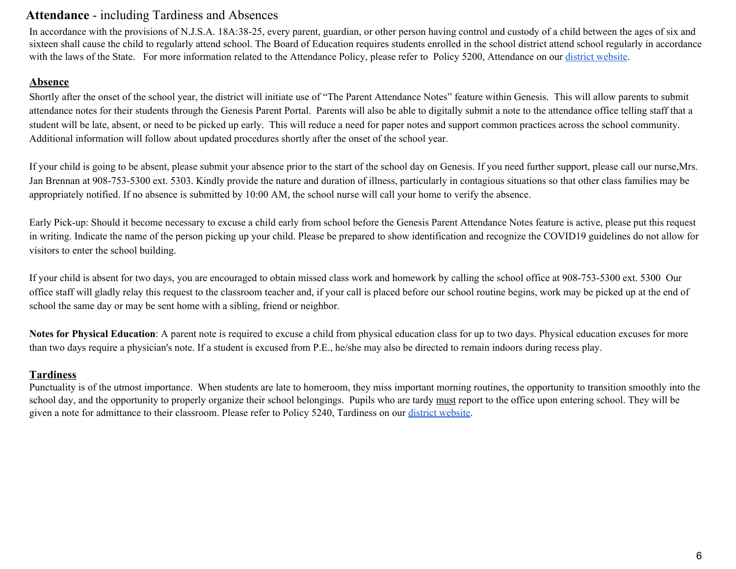## **Attendance** - including Tardiness and Absences

In accordance with the provisions of N.J.S.A. 18A:38-25, every parent, guardian, or other person having control and custody of a child between the ages of six and sixteen shall cause the child to regularly attend school. The Board of Education requires students enrolled in the school district attend school regularly in accordance with the laws of the State. For more information related to the Attendance Policy, please refer to Policy 5200, Attendance on our district website.

### Absence

Shortly after the onset of the school year, the district will initiate use of "The Parent Attendance Notes" feature within Genesis. This will allow parents to submit attendance notes for their students through the Genesis Parent Portal. Parents will also be able to digitally submit a note to the attendance office telling staff that a student will be late, absent, or need to be picked up early. This will reduce a need for paper notes and support common practices across the school community. Additional information will follow about updated procedures shortly after the onset of the school year.

If your child is going to be absent, please submit your absence prior to the start of the school day on Genesis. If you need further support, please call our nurse,Mrs. Jan Brennan at 908-753-5300 ext. 5303. Kindly provide the nature and duration of illness, particularly in contagious situations so that other class families may be appropriately notified. If no absence is submitted by 10:00 AM, the school nurse will call your home to verify the absence.

Early Pick-up: Should it become necessary to excuse a child early from school before the Genesis Parent Attendance Notes feature is active, please put this request in writing. Indicate the name of the person picking up your child. Please be prepared to show identification and recognize the COVID19 guidelines do not allow for visitors to enter the school building.

If your child is absent for two days, you are encouraged to obtain missed class work and homework by calling the school office at 908-753-5300 ext. 5300 Our office staff will gladly relay this request to the classroom teacher and, if your call is placed before our school routine begins, work may be picked up at the end of school the same day or may be sent home with a sibling, friend or neighbor.

**Notes for Physical Education**: A parent note is required to excuse a child from physical education class for up to two days. Physical education excuses for more than two days require a physician's note. If a student is excused from P.E., he/she may also be directed to remain indoors during recess play.

### Tardiness

Punctuality is of the utmost importance. When students are late to homeroom, they miss important morning routines, the opportunity to transition smoothly into the school day, and the opportunity to properly organize their school belongings. Pupils who are tardy must report to the office upon entering school. They will be given a note for admittance to their classroom. Please refer to Policy 5240, Tardiness on our district website.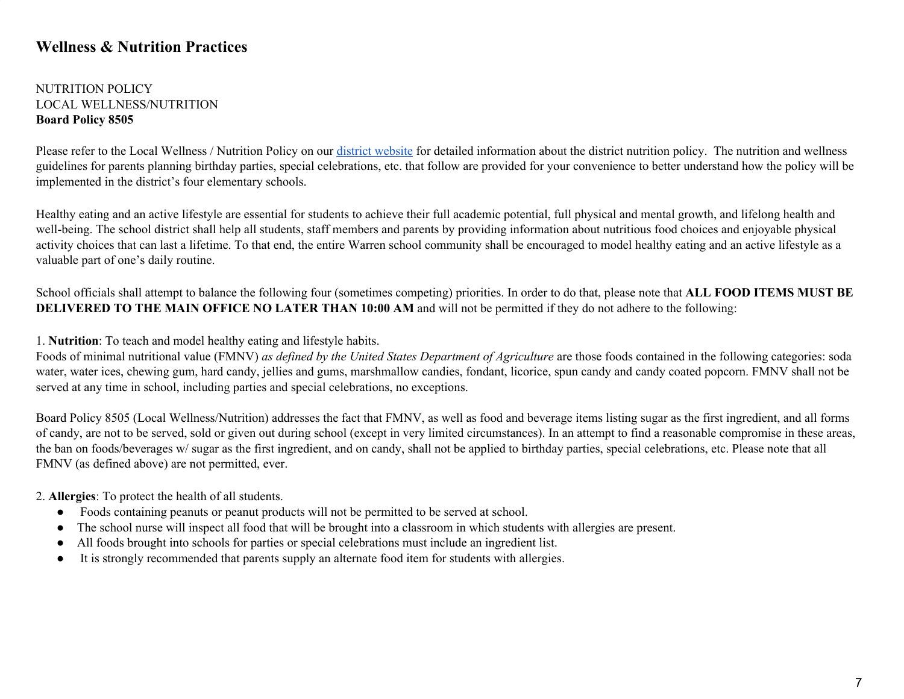## Wellness & Nutrition Practices

NUTRITION POLICY
LOCAL WELLNESS/NUTRITION
**Board Policy 8505**

Please refer to the Local Wellness / Nutrition Policy on our [district website](district website) for detailed information about the district nutrition policy. The nutrition and wellness guidelines for parents planning birthday parties, special celebrations, etc. that follow are provided for your convenience to better understand how the policy will be implemented in the district's four elementary schools.

Healthy eating and an active lifestyle are essential for students to achieve their full academic potential, full physical and mental growth, and lifelong health and well-being. The school district shall help all students, staff members and parents by providing information about nutritious food choices and enjoyable physical activity choices that can last a lifetime. To that end, the entire Warren school community shall be encouraged to model healthy eating and an active lifestyle as a valuable part of one's daily routine.

School officials shall attempt to balance the following four (sometimes competing) priorities. In order to do that, please note that **ALL FOOD ITEMS MUST BE DELIVERED TO THE MAIN OFFICE NO LATER THAN 10:00 AM** and will not be permitted if they do not adhere to the following:

1. **Nutrition**: To teach and model healthy eating and lifestyle habits.
Foods of minimal nutritional value (FMNV) *as defined by the United States Department of Agriculture* are those foods contained in the following categories: soda water, water ices, chewing gum, hard candy, jellies and gums, marshmallow candies, fondant, licorice, spun candy and candy coated popcorn. FMNV shall not be served at any time in school, including parties and special celebrations, no exceptions.

Board Policy 8505 (Local Wellness/Nutrition) addresses the fact that FMNV, as well as food and beverage items listing sugar as the first ingredient, and all forms of candy, are not to be served, sold or given out during school (except in very limited circumstances). In an attempt to find a reasonable compromise in these areas, the ban on foods/beverages w/ sugar as the first ingredient, and on candy, shall not be applied to birthday parties, special celebrations, etc. Please note that all FMNV (as defined above) are not permitted, ever.

2. **Allergies**: To protect the health of all students.

- Foods containing peanuts or peanut products will not be permitted to be served at school.
- The school nurse will inspect all food that will be brought into a classroom in which students with allergies are present.
- All foods brought into schools for parties or special celebrations must include an ingredient list.
- It is strongly recommended that parents supply an alternate food item for students with allergies.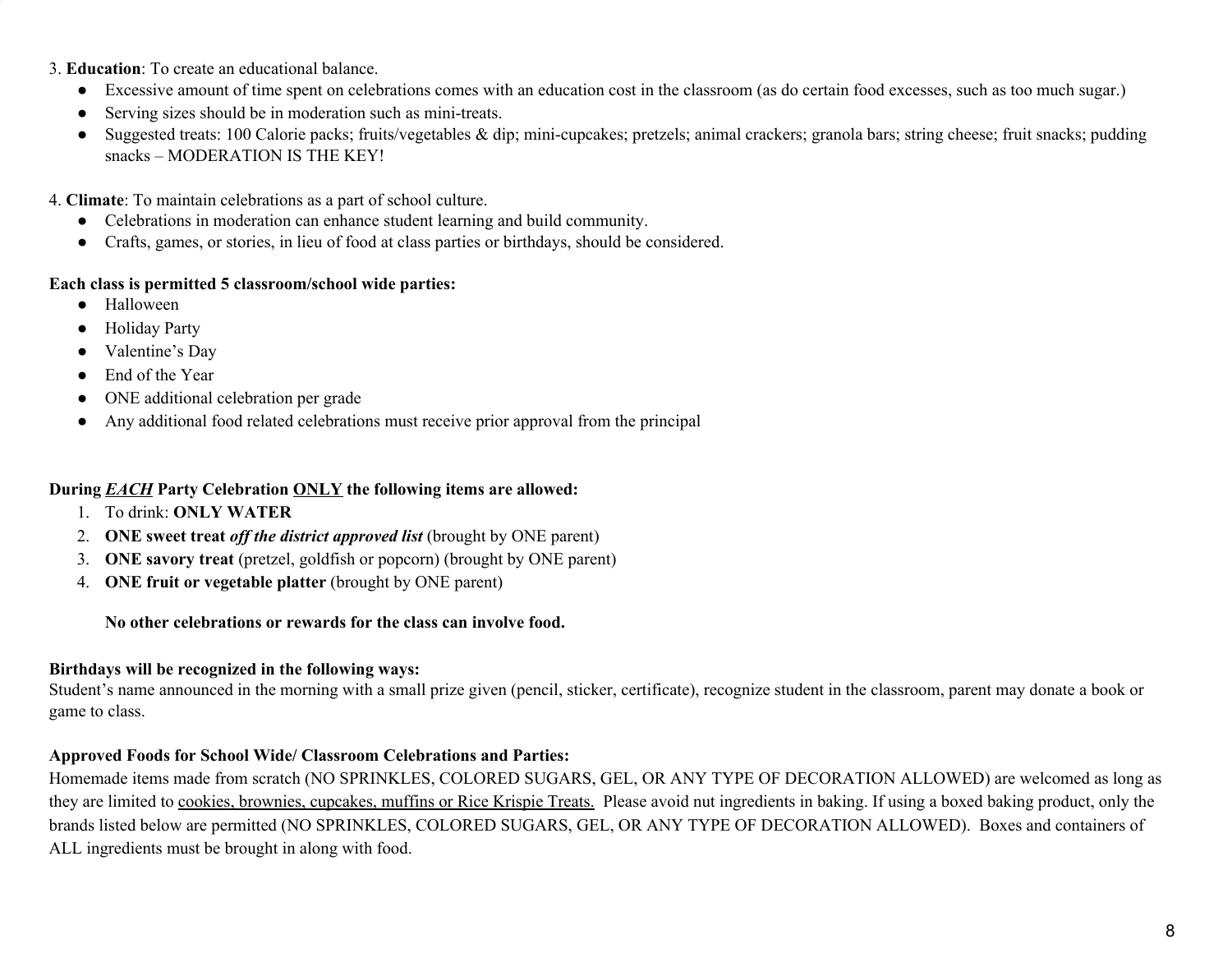3. **Education**: To create an educational balance.

- Excessive amount of time spent on celebrations comes with an education cost in the classroom (as do certain food excesses, such as too much sugar.)
- Serving sizes should be in moderation such as mini-treats.
- Suggested treats: 100 Calorie packs; fruits/vegetables & dip; mini-cupcakes; pretzels; animal crackers; granola bars; string cheese; fruit snacks; pudding snacks – MODERATION IS THE KEY!

4. **Climate**: To maintain celebrations as a part of school culture.

- Celebrations in moderation can enhance student learning and build community.
- Crafts, games, or stories, in lieu of food at class parties or birthdays, should be considered.

**Each class is permitted 5 classroom/school wide parties:**

- Halloween
- Holiday Party
- Valentine's Day
- End of the Year
- ONE additional celebration per grade
- Any additional food related celebrations must receive prior approval from the principal

**During <u>*EACH*</u> Party Celebration <u>ONLY</u> the following items are allowed:**

1. To drink: **ONLY WATER**
2. **ONE sweet treat *off the district approved list*** (brought by ONE parent)
3. **ONE savory treat** (pretzel, goldfish or popcorn) (brought by ONE parent)
4. **ONE fruit or vegetable platter** (brought by ONE parent)

**No other celebrations or rewards for the class can involve food.**

**Birthdays will be recognized in the following ways:**
Student's name announced in the morning with a small prize given (pencil, sticker, certificate), recognize student in the classroom, parent may donate a book or game to class.

**Approved Foods for School Wide/ Classroom Celebrations and Parties:**
Homemade items made from scratch (NO SPRINKLES, COLORED SUGARS, GEL, OR ANY TYPE OF DECORATION ALLOWED) are welcomed as long as they are limited to <u>cookies, brownies, cupcakes, muffins or Rice Krispie Treats.</u> Please avoid nut ingredients in baking. If using a boxed baking product, only the brands listed below are permitted (NO SPRINKLES, COLORED SUGARS, GEL, OR ANY TYPE OF DECORATION ALLOWED). Boxes and containers of ALL ingredients must be brought in along with food.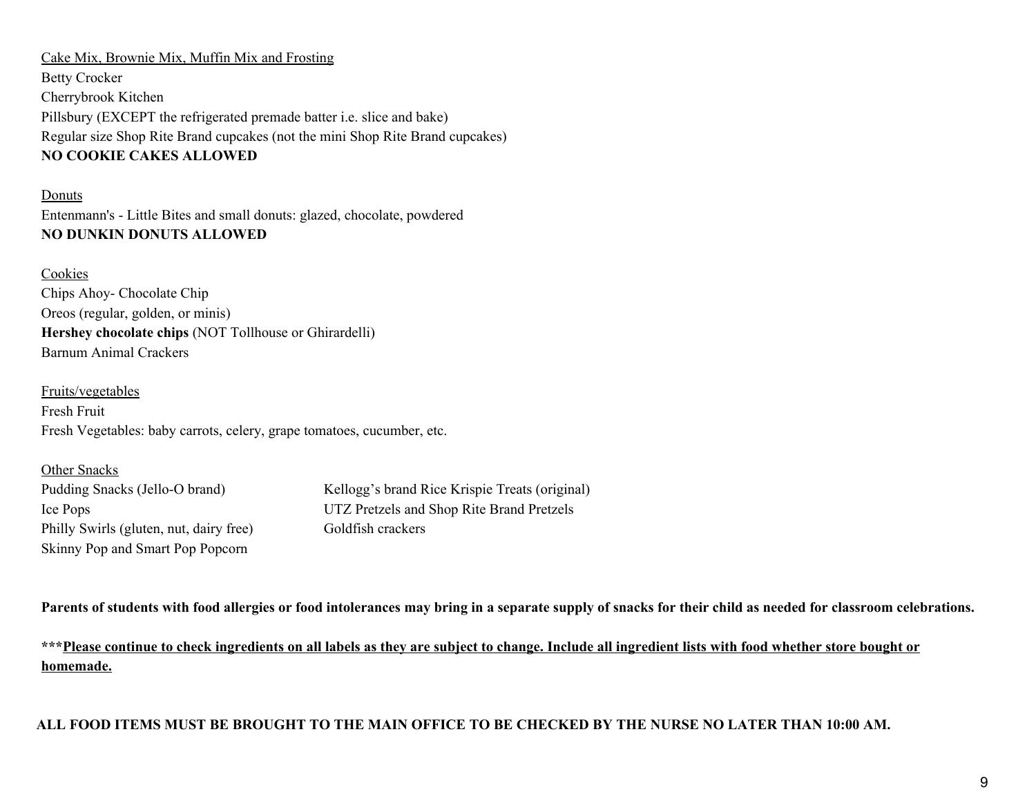Cake Mix, Brownie Mix, Muffin Mix and Frosting

Betty Crocker
Cherrybrook Kitchen
Pillsbury (EXCEPT the refrigerated premade batter i.e. slice and bake)
Regular size Shop Rite Brand cupcakes (not the mini Shop Rite Brand cupcakes)
**NO COOKIE CAKES ALLOWED**

Donuts

Entenmann's - Little Bites and small donuts: glazed, chocolate, powdered
**NO DUNKIN DONUTS ALLOWED**

Cookies

Chips Ahoy- Chocolate Chip
Oreos (regular, golden, or minis)
**Hershey chocolate chips** (NOT Tollhouse or Ghirardelli)
Barnum Animal Crackers

Fruits/vegetables

Fresh Fruit
Fresh Vegetables: baby carrots, celery, grape tomatoes, cucumber, etc.

Other Snacks

Pudding Snacks (Jello-O brand)
Ice Pops
Philly Swirls (gluten, nut, dairy free)
Skinny Pop and Smart Pop Popcorn
Kellogg's brand Rice Krispie Treats (original)
UTZ Pretzels and Shop Rite Brand Pretzels
Goldfish crackers

**Parents of students with food allergies or food intolerances may bring in a separate supply of snacks for their child as needed for classroom celebrations.**

**\*\*\*Please continue to check ingredients on all labels as they are subject to change. Include all ingredient lists with food whether store bought or homemade.**

**ALL FOOD ITEMS MUST BE BROUGHT TO THE MAIN OFFICE TO BE CHECKED BY THE NURSE NO LATER THAN 10:00 AM.**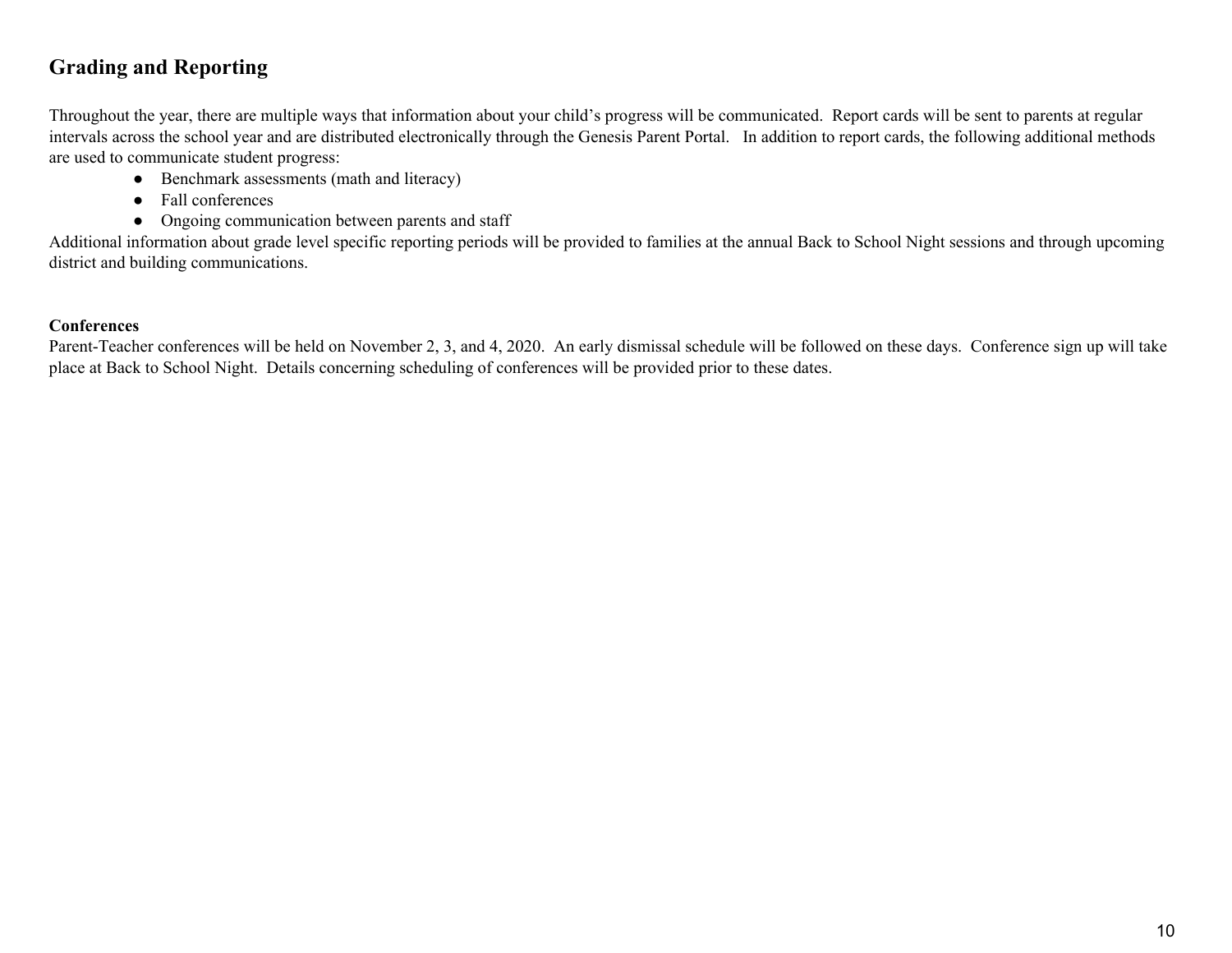## Grading and Reporting

Throughout the year, there are multiple ways that information about your child's progress will be communicated. Report cards will be sent to parents at regular intervals across the school year and are distributed electronically through the Genesis Parent Portal. In addition to report cards, the following additional methods are used to communicate student progress:

- Benchmark assessments (math and literacy)
- Fall conferences
- Ongoing communication between parents and staff

Additional information about grade level specific reporting periods will be provided to families at the annual Back to School Night sessions and through upcoming district and building communications.

**Conferences**

Parent-Teacher conferences will be held on November 2, 3, and 4, 2020. An early dismissal schedule will be followed on these days. Conference sign up will take place at Back to School Night. Details concerning scheduling of conferences will be provided prior to these dates.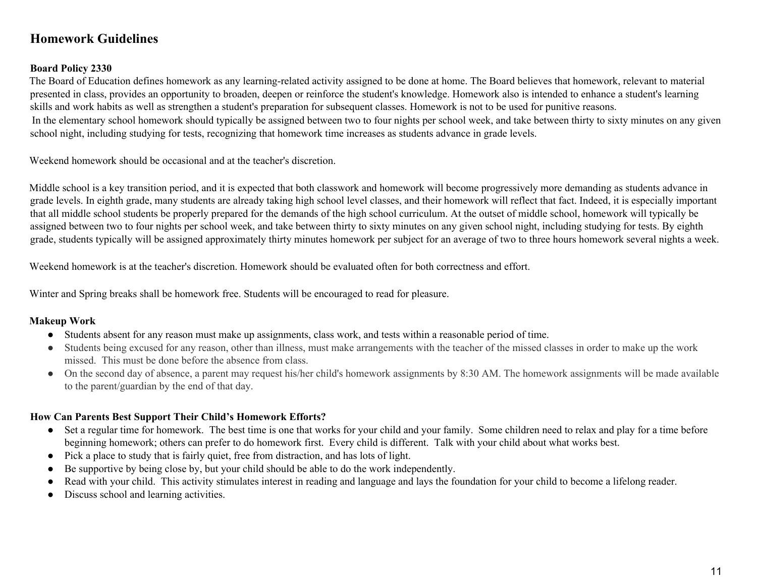## Homework Guidelines

### Board Policy 2330

The Board of Education defines homework as any learning-related activity assigned to be done at home. The Board believes that homework, relevant to material presented in class, provides an opportunity to broaden, deepen or reinforce the student's knowledge. Homework also is intended to enhance a student's learning skills and work habits as well as strengthen a student's preparation for subsequent classes. Homework is not to be used for punitive reasons.

In the elementary school homework should typically be assigned between two to four nights per school week, and take between thirty to sixty minutes on any given school night, including studying for tests, recognizing that homework time increases as students advance in grade levels.

Weekend homework should be occasional and at the teacher's discretion.

Middle school is a key transition period, and it is expected that both classwork and homework will become progressively more demanding as students advance in grade levels. In eighth grade, many students are already taking high school level classes, and their homework will reflect that fact. Indeed, it is especially important that all middle school students be properly prepared for the demands of the high school curriculum. At the outset of middle school, homework will typically be assigned between two to four nights per school week, and take between thirty to sixty minutes on any given school night, including studying for tests. By eighth grade, students typically will be assigned approximately thirty minutes homework per subject for an average of two to three hours homework several nights a week.

Weekend homework is at the teacher's discretion. Homework should be evaluated often for both correctness and effort.

Winter and Spring breaks shall be homework free. Students will be encouraged to read for pleasure.

### Makeup Work

- Students absent for any reason must make up assignments, class work, and tests within a reasonable period of time.
- Students being excused for any reason, other than illness, must make arrangements with the teacher of the missed classes in order to make up the work missed. This must be done before the absence from class.
- On the second day of absence, a parent may request his/her child's homework assignments by 8:30 AM. The homework assignments will be made available to the parent/guardian by the end of that day.

### How Can Parents Best Support Their Child's Homework Efforts?

- Set a regular time for homework. The best time is one that works for your child and your family. Some children need to relax and play for a time before beginning homework; others can prefer to do homework first. Every child is different. Talk with your child about what works best.
- Pick a place to study that is fairly quiet, free from distraction, and has lots of light.
- Be supportive by being close by, but your child should be able to do the work independently.
- Read with your child. This activity stimulates interest in reading and language and lays the foundation for your child to become a lifelong reader.
- Discuss school and learning activities.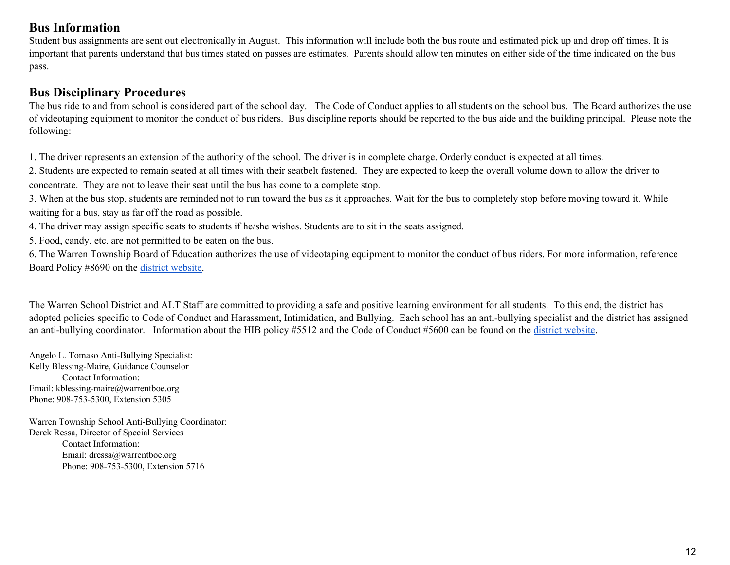## Bus Information

Student bus assignments are sent out electronically in August. This information will include both the bus route and estimated pick up and drop off times. It is important that parents understand that bus times stated on passes are estimates. Parents should allow ten minutes on either side of the time indicated on the bus pass.

## Bus Disciplinary Procedures

The bus ride to and from school is considered part of the school day. The Code of Conduct applies to all students on the school bus. The Board authorizes the use of videotaping equipment to monitor the conduct of bus riders. Bus discipline reports should be reported to the bus aide and the building principal. Please note the following:

1. The driver represents an extension of the authority of the school. The driver is in complete charge. Orderly conduct is expected at all times.
2. Students are expected to remain seated at all times with their seatbelt fastened. They are expected to keep the overall volume down to allow the driver to concentrate. They are not to leave their seat until the bus has come to a complete stop.
3. When at the bus stop, students are reminded not to run toward the bus as it approaches. Wait for the bus to completely stop before moving toward it. While waiting for a bus, stay as far off the road as possible.
4. The driver may assign specific seats to students if he/she wishes. Students are to sit in the seats assigned.
5. Food, candy, etc. are not permitted to be eaten on the bus.
6. The Warren Township Board of Education authorizes the use of videotaping equipment to monitor the conduct of bus riders. For more information, reference Board Policy #8690 on the district website.

The Warren School District and ALT Staff are committed to providing a safe and positive learning environment for all students. To this end, the district has adopted policies specific to Code of Conduct and Harassment, Intimidation, and Bullying. Each school has an anti-bullying specialist and the district has assigned an anti-bullying coordinator. Information about the HIB policy #5512 and the Code of Conduct #5600 can be found on the district website.

Angelo L. Tomaso Anti-Bullying Specialist:
Kelly Blessing-Maire, Guidance Counselor
Contact Information:
Email: kblessing-maire@warrentboe.org
Phone: 908-753-5300, Extension 5305

Warren Township School Anti-Bullying Coordinator:
Derek Ressa, Director of Special Services
Contact Information:
Email: dressa@warrentboe.org
Phone: 908-753-5300, Extension 5716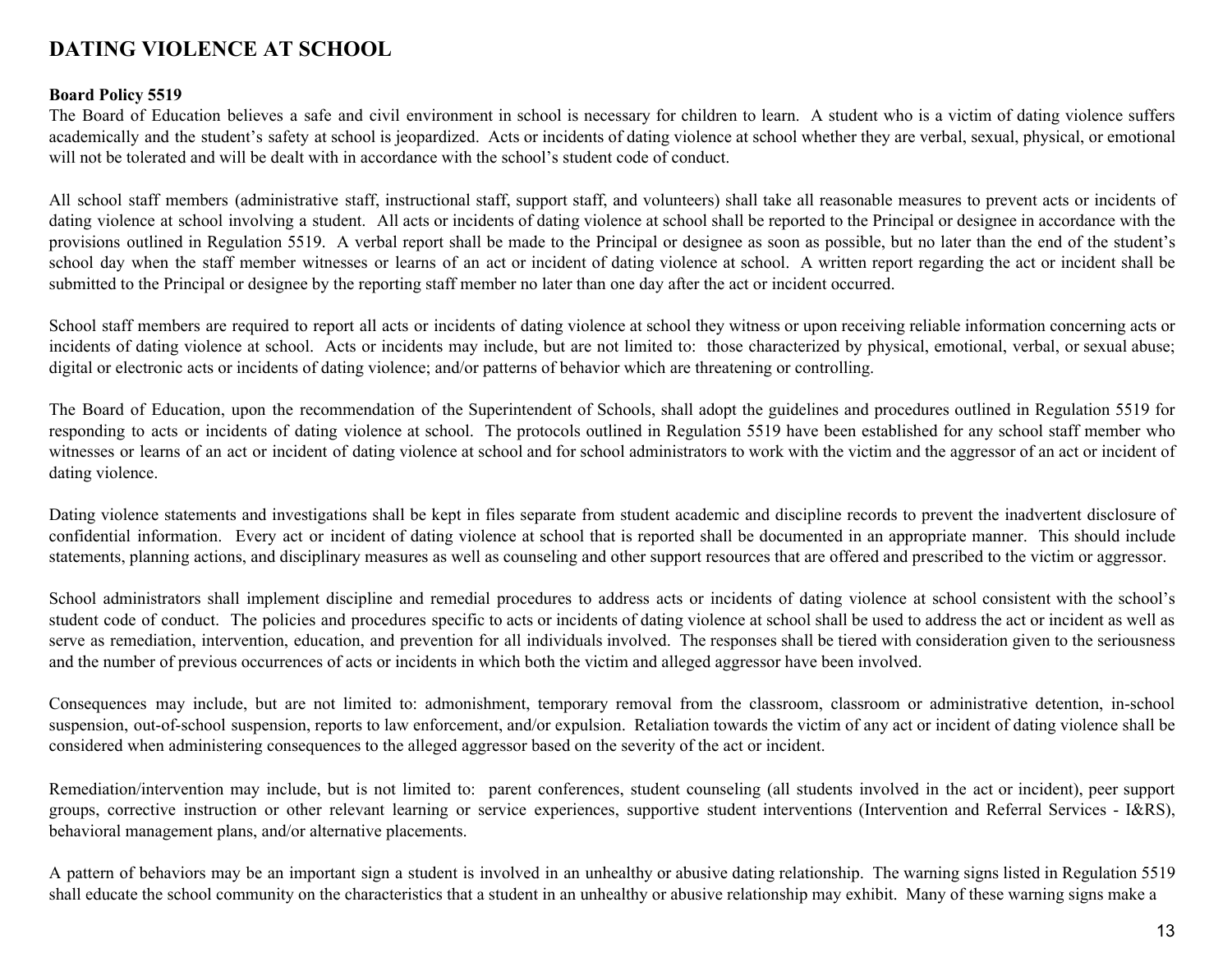## DATING VIOLENCE AT SCHOOL

**Board Policy 5519**

The Board of Education believes a safe and civil environment in school is necessary for children to learn. A student who is a victim of dating violence suffers academically and the student's safety at school is jeopardized. Acts or incidents of dating violence at school whether they are verbal, sexual, physical, or emotional will not be tolerated and will be dealt with in accordance with the school's student code of conduct.

All school staff members (administrative staff, instructional staff, support staff, and volunteers) shall take all reasonable measures to prevent acts or incidents of dating violence at school involving a student. All acts or incidents of dating violence at school shall be reported to the Principal or designee in accordance with the provisions outlined in Regulation 5519. A verbal report shall be made to the Principal or designee as soon as possible, but no later than the end of the student's school day when the staff member witnesses or learns of an act or incident of dating violence at school. A written report regarding the act or incident shall be submitted to the Principal or designee by the reporting staff member no later than one day after the act or incident occurred.

School staff members are required to report all acts or incidents of dating violence at school they witness or upon receiving reliable information concerning acts or incidents of dating violence at school. Acts or incidents may include, but are not limited to: those characterized by physical, emotional, verbal, or sexual abuse; digital or electronic acts or incidents of dating violence; and/or patterns of behavior which are threatening or controlling.

The Board of Education, upon the recommendation of the Superintendent of Schools, shall adopt the guidelines and procedures outlined in Regulation 5519 for responding to acts or incidents of dating violence at school. The protocols outlined in Regulation 5519 have been established for any school staff member who witnesses or learns of an act or incident of dating violence at school and for school administrators to work with the victim and the aggressor of an act or incident of dating violence.

Dating violence statements and investigations shall be kept in files separate from student academic and discipline records to prevent the inadvertent disclosure of confidential information. Every act or incident of dating violence at school that is reported shall be documented in an appropriate manner. This should include statements, planning actions, and disciplinary measures as well as counseling and other support resources that are offered and prescribed to the victim or aggressor.

School administrators shall implement discipline and remedial procedures to address acts or incidents of dating violence at school consistent with the school's student code of conduct. The policies and procedures specific to acts or incidents of dating violence at school shall be used to address the act or incident as well as serve as remediation, intervention, education, and prevention for all individuals involved. The responses shall be tiered with consideration given to the seriousness and the number of previous occurrences of acts or incidents in which both the victim and alleged aggressor have been involved.

Consequences may include, but are not limited to: admonishment, temporary removal from the classroom, classroom or administrative detention, in-school suspension, out-of-school suspension, reports to law enforcement, and/or expulsion. Retaliation towards the victim of any act or incident of dating violence shall be considered when administering consequences to the alleged aggressor based on the severity of the act or incident.

Remediation/intervention may include, but is not limited to: parent conferences, student counseling (all students involved in the act or incident), peer support groups, corrective instruction or other relevant learning or service experiences, supportive student interventions (Intervention and Referral Services - I&RS), behavioral management plans, and/or alternative placements.

A pattern of behaviors may be an important sign a student is involved in an unhealthy or abusive dating relationship. The warning signs listed in Regulation 5519 shall educate the school community on the characteristics that a student in an unhealthy or abusive relationship may exhibit. Many of these warning signs make a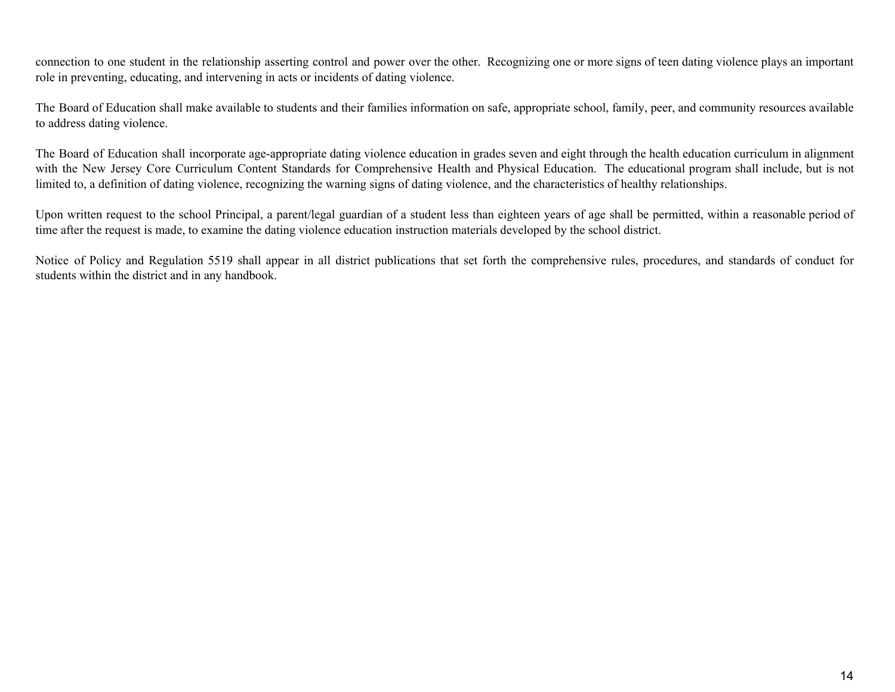connection to one student in the relationship asserting control and power over the other. Recognizing one or more signs of teen dating violence plays an important role in preventing, educating, and intervening in acts or incidents of dating violence.

The Board of Education shall make available to students and their families information on safe, appropriate school, family, peer, and community resources available to address dating violence.

The Board of Education shall incorporate age-appropriate dating violence education in grades seven and eight through the health education curriculum in alignment with the New Jersey Core Curriculum Content Standards for Comprehensive Health and Physical Education. The educational program shall include, but is not limited to, a definition of dating violence, recognizing the warning signs of dating violence, and the characteristics of healthy relationships.

Upon written request to the school Principal, a parent/legal guardian of a student less than eighteen years of age shall be permitted, within a reasonable period of time after the request is made, to examine the dating violence education instruction materials developed by the school district.

Notice of Policy and Regulation 5519 shall appear in all district publications that set forth the comprehensive rules, procedures, and standards of conduct for students within the district and in any handbook.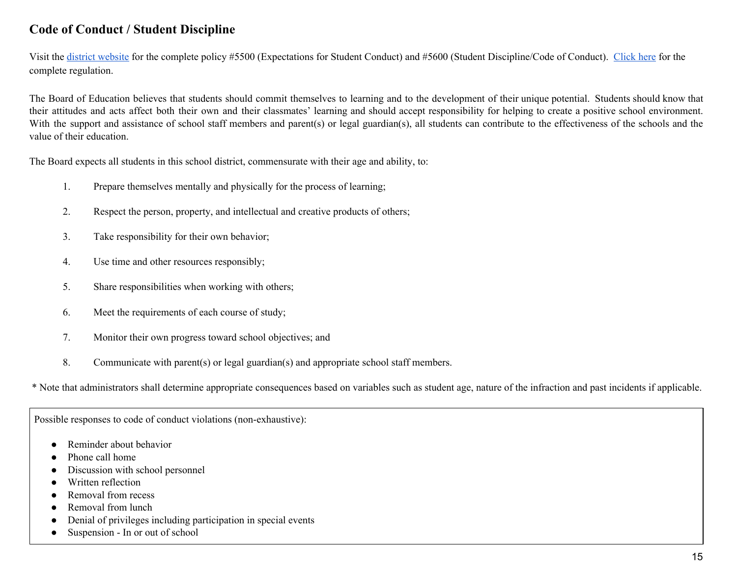## Code of Conduct / Student Discipline

Visit the district website for the complete policy #5500 (Expectations for Student Conduct) and #5600 (Student Discipline/Code of Conduct). Click here for the complete regulation.

The Board of Education believes that students should commit themselves to learning and to the development of their unique potential. Students should know that their attitudes and acts affect both their own and their classmates' learning and should accept responsibility for helping to create a positive school environment. With the support and assistance of school staff members and parent(s) or legal guardian(s), all students can contribute to the effectiveness of the schools and the value of their education.

The Board expects all students in this school district, commensurate with their age and ability, to:

1. Prepare themselves mentally and physically for the process of learning;
2. Respect the person, property, and intellectual and creative products of others;
3. Take responsibility for their own behavior;
4. Use time and other resources responsibly;
5. Share responsibilities when working with others;
6. Meet the requirements of each course of study;
7. Monitor their own progress toward school objectives; and
8. Communicate with parent(s) or legal guardian(s) and appropriate school staff members.

* Note that administrators shall determine appropriate consequences based on variables such as student age, nature of the infraction and past incidents if applicable.

Possible responses to code of conduct violations (non-exhaustive):

- Reminder about behavior
- Phone call home
- Discussion with school personnel
- Written reflection
- Removal from recess
- Removal from lunch
- Denial of privileges including participation in special events
- Suspension - In or out of school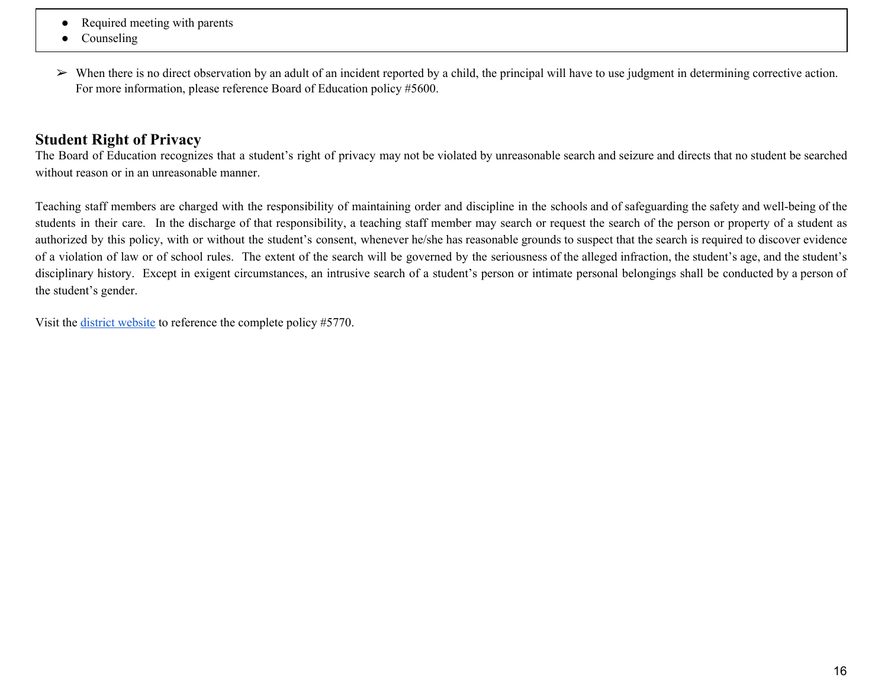- Required meeting with parents
- Counseling

➢ When there is no direct observation by an adult of an incident reported by a child, the principal will have to use judgment in determining corrective action. For more information, please reference Board of Education policy #5600.

## Student Right of Privacy

The Board of Education recognizes that a student's right of privacy may not be violated by unreasonable search and seizure and directs that no student be searched without reason or in an unreasonable manner.

Teaching staff members are charged with the responsibility of maintaining order and discipline in the schools and of safeguarding the safety and well-being of the students in their care. In the discharge of that responsibility, a teaching staff member may search or request the search of the person or property of a student as authorized by this policy, with or without the student's consent, whenever he/she has reasonable grounds to suspect that the search is required to discover evidence of a violation of law or of school rules. The extent of the search will be governed by the seriousness of the alleged infraction, the student's age, and the student's disciplinary history. Except in exigent circumstances, an intrusive search of a student's person or intimate personal belongings shall be conducted by a person of the student's gender.

Visit the district website to reference the complete policy #5770.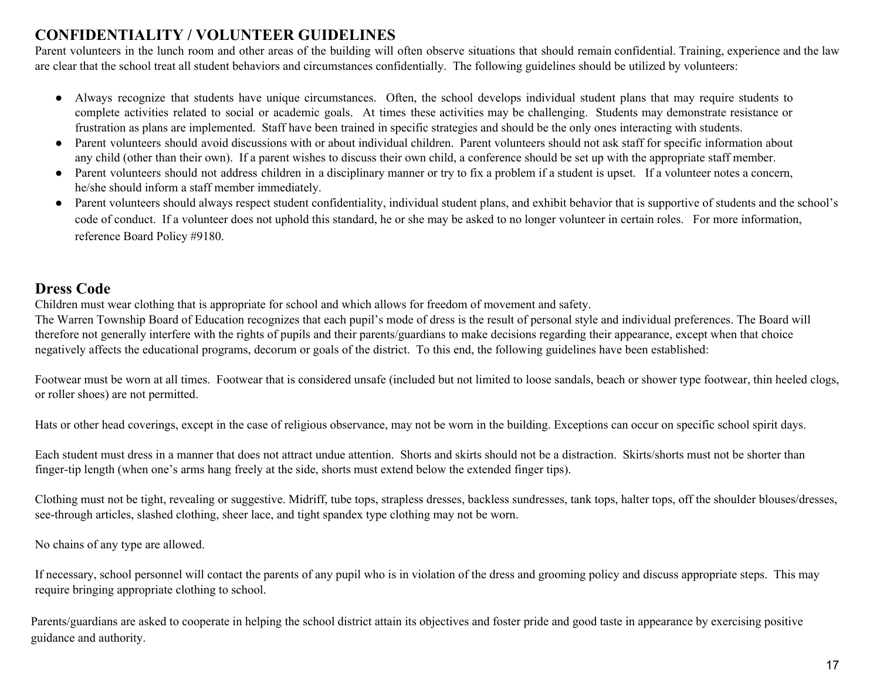## CONFIDENTIALITY / VOLUNTEER GUIDELINES

Parent volunteers in the lunch room and other areas of the building will often observe situations that should remain confidential. Training, experience and the law are clear that the school treat all student behaviors and circumstances confidentially. The following guidelines should be utilized by volunteers:

- Always recognize that students have unique circumstances. Often, the school develops individual student plans that may require students to complete activities related to social or academic goals. At times these activities may be challenging. Students may demonstrate resistance or frustration as plans are implemented. Staff have been trained in specific strategies and should be the only ones interacting with students.
- Parent volunteers should avoid discussions with or about individual children. Parent volunteers should not ask staff for specific information about any child (other than their own). If a parent wishes to discuss their own child, a conference should be set up with the appropriate staff member.
- Parent volunteers should not address children in a disciplinary manner or try to fix a problem if a student is upset. If a volunteer notes a concern, he/she should inform a staff member immediately.
- Parent volunteers should always respect student confidentiality, individual student plans, and exhibit behavior that is supportive of students and the school's code of conduct. If a volunteer does not uphold this standard, he or she may be asked to no longer volunteer in certain roles. For more information, reference Board Policy #9180.

## Dress Code

Children must wear clothing that is appropriate for school and which allows for freedom of movement and safety.
The Warren Township Board of Education recognizes that each pupil's mode of dress is the result of personal style and individual preferences. The Board will therefore not generally interfere with the rights of pupils and their parents/guardians to make decisions regarding their appearance, except when that choice negatively affects the educational programs, decorum or goals of the district. To this end, the following guidelines have been established:

Footwear must be worn at all times. Footwear that is considered unsafe (included but not limited to loose sandals, beach or shower type footwear, thin heeled clogs, or roller shoes) are not permitted.

Hats or other head coverings, except in the case of religious observance, may not be worn in the building. Exceptions can occur on specific school spirit days.

Each student must dress in a manner that does not attract undue attention. Shorts and skirts should not be a distraction. Skirts/shorts must not be shorter than finger-tip length (when one's arms hang freely at the side, shorts must extend below the extended finger tips).

Clothing must not be tight, revealing or suggestive. Midriff, tube tops, strapless dresses, backless sundresses, tank tops, halter tops, off the shoulder blouses/dresses, see-through articles, slashed clothing, sheer lace, and tight spandex type clothing may not be worn.

No chains of any type are allowed.

If necessary, school personnel will contact the parents of any pupil who is in violation of the dress and grooming policy and discuss appropriate steps. This may require bringing appropriate clothing to school.

Parents/guardians are asked to cooperate in helping the school district attain its objectives and foster pride and good taste in appearance by exercising positive guidance and authority.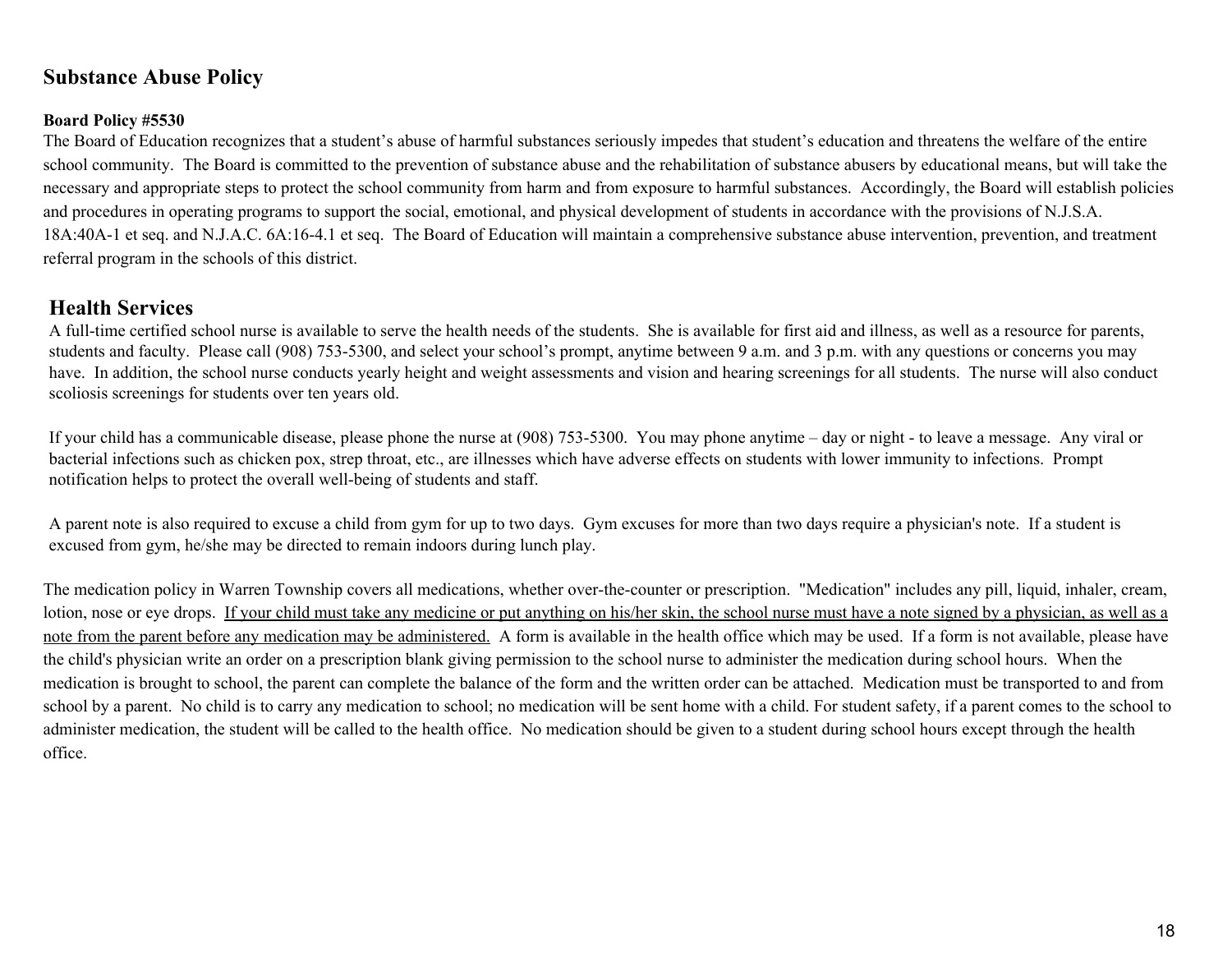## Substance Abuse Policy

**Board Policy #5530**

The Board of Education recognizes that a student's abuse of harmful substances seriously impedes that student's education and threatens the welfare of the entire school community. The Board is committed to the prevention of substance abuse and the rehabilitation of substance abusers by educational means, but will take the necessary and appropriate steps to protect the school community from harm and from exposure to harmful substances. Accordingly, the Board will establish policies and procedures in operating programs to support the social, emotional, and physical development of students in accordance with the provisions of N.J.S.A. 18A:40A-1 et seq. and N.J.A.C. 6A:16-4.1 et seq. The Board of Education will maintain a comprehensive substance abuse intervention, prevention, and treatment referral program in the schools of this district.

## Health Services

A full-time certified school nurse is available to serve the health needs of the students. She is available for first aid and illness, as well as a resource for parents, students and faculty. Please call (908) 753-5300, and select your school's prompt, anytime between 9 a.m. and 3 p.m. with any questions or concerns you may have. In addition, the school nurse conducts yearly height and weight assessments and vision and hearing screenings for all students. The nurse will also conduct scoliosis screenings for students over ten years old.

If your child has a communicable disease, please phone the nurse at (908) 753-5300. You may phone anytime – day or night - to leave a message. Any viral or bacterial infections such as chicken pox, strep throat, etc., are illnesses which have adverse effects on students with lower immunity to infections. Prompt notification helps to protect the overall well-being of students and staff.

A parent note is also required to excuse a child from gym for up to two days. Gym excuses for more than two days require a physician's note. If a student is excused from gym, he/she may be directed to remain indoors during lunch play.

The medication policy in Warren Township covers all medications, whether over-the-counter or prescription. "Medication" includes any pill, liquid, inhaler, cream, lotion, nose or eye drops. <u>If your child must take any medicine or put anything on his/her skin, the school nurse must have a note signed by a physician, as well as a note from the parent before any medication may be administered.</u> A form is available in the health office which may be used. If a form is not available, please have the child's physician write an order on a prescription blank giving permission to the school nurse to administer the medication during school hours. When the medication is brought to school, the parent can complete the balance of the form and the written order can be attached. Medication must be transported to and from school by a parent. No child is to carry any medication to school; no medication will be sent home with a child. For student safety, if a parent comes to the school to administer medication, the student will be called to the health office. No medication should be given to a student during school hours except through the health office.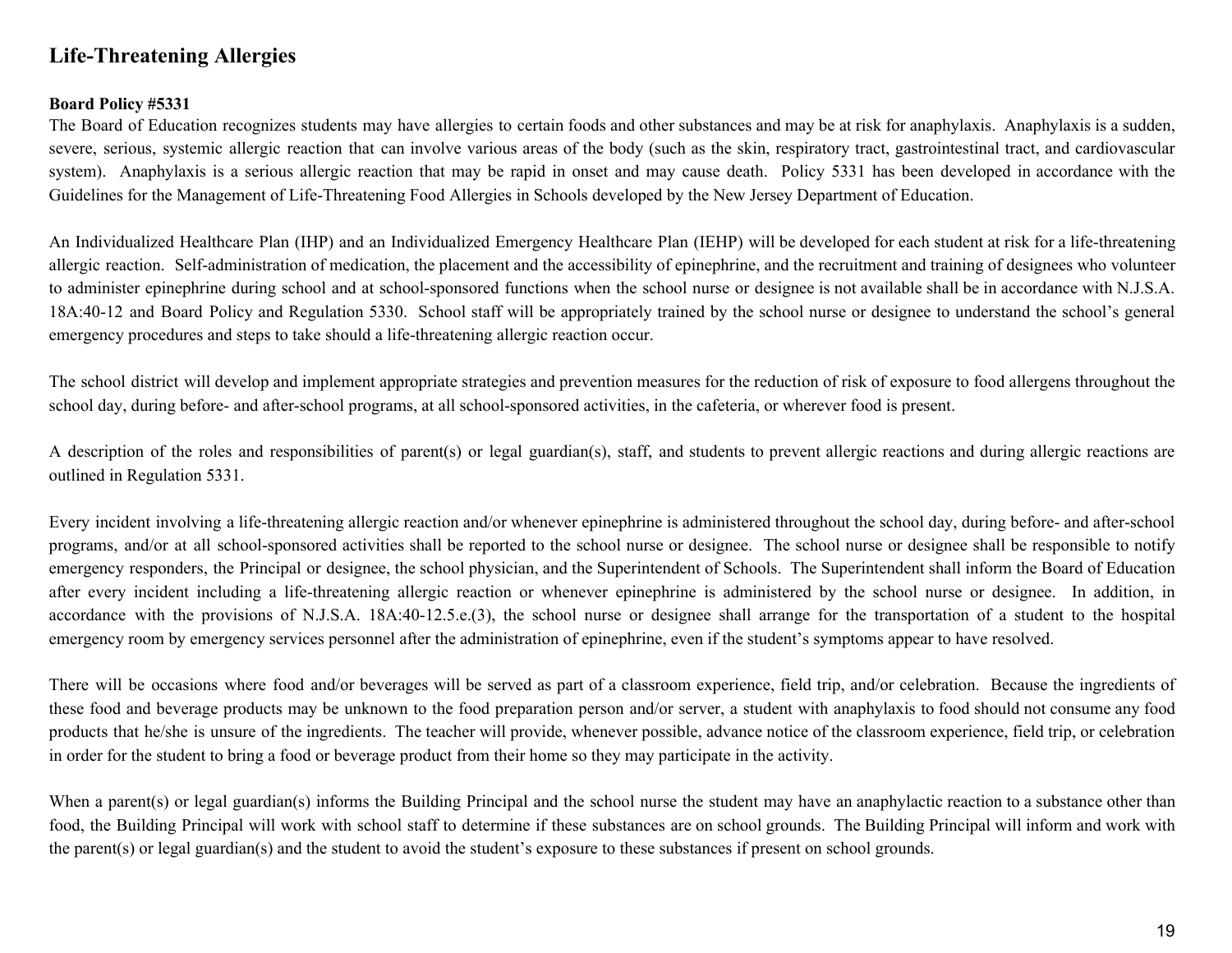## Life-Threatening Allergies

**Board Policy #5331**

The Board of Education recognizes students may have allergies to certain foods and other substances and may be at risk for anaphylaxis. Anaphylaxis is a sudden, severe, serious, systemic allergic reaction that can involve various areas of the body (such as the skin, respiratory tract, gastrointestinal tract, and cardiovascular system). Anaphylaxis is a serious allergic reaction that may be rapid in onset and may cause death. Policy 5331 has been developed in accordance with the Guidelines for the Management of Life-Threatening Food Allergies in Schools developed by the New Jersey Department of Education.

An Individualized Healthcare Plan (IHP) and an Individualized Emergency Healthcare Plan (IEHP) will be developed for each student at risk for a life-threatening allergic reaction. Self-administration of medication, the placement and the accessibility of epinephrine, and the recruitment and training of designees who volunteer to administer epinephrine during school and at school-sponsored functions when the school nurse or designee is not available shall be in accordance with N.J.S.A. 18A:40-12 and Board Policy and Regulation 5330. School staff will be appropriately trained by the school nurse or designee to understand the school's general emergency procedures and steps to take should a life-threatening allergic reaction occur.

The school district will develop and implement appropriate strategies and prevention measures for the reduction of risk of exposure to food allergens throughout the school day, during before- and after-school programs, at all school-sponsored activities, in the cafeteria, or wherever food is present.

A description of the roles and responsibilities of parent(s) or legal guardian(s), staff, and students to prevent allergic reactions and during allergic reactions are outlined in Regulation 5331.

Every incident involving a life-threatening allergic reaction and/or whenever epinephrine is administered throughout the school day, during before- and after-school programs, and/or at all school-sponsored activities shall be reported to the school nurse or designee. The school nurse or designee shall be responsible to notify emergency responders, the Principal or designee, the school physician, and the Superintendent of Schools. The Superintendent shall inform the Board of Education after every incident including a life-threatening allergic reaction or whenever epinephrine is administered by the school nurse or designee. In addition, in accordance with the provisions of N.J.S.A. 18A:40-12.5.e.(3), the school nurse or designee shall arrange for the transportation of a student to the hospital emergency room by emergency services personnel after the administration of epinephrine, even if the student's symptoms appear to have resolved.

There will be occasions where food and/or beverages will be served as part of a classroom experience, field trip, and/or celebration. Because the ingredients of these food and beverage products may be unknown to the food preparation person and/or server, a student with anaphylaxis to food should not consume any food products that he/she is unsure of the ingredients. The teacher will provide, whenever possible, advance notice of the classroom experience, field trip, or celebration in order for the student to bring a food or beverage product from their home so they may participate in the activity.

When a parent(s) or legal guardian(s) informs the Building Principal and the school nurse the student may have an anaphylactic reaction to a substance other than food, the Building Principal will work with school staff to determine if these substances are on school grounds. The Building Principal will inform and work with the parent(s) or legal guardian(s) and the student to avoid the student's exposure to these substances if present on school grounds.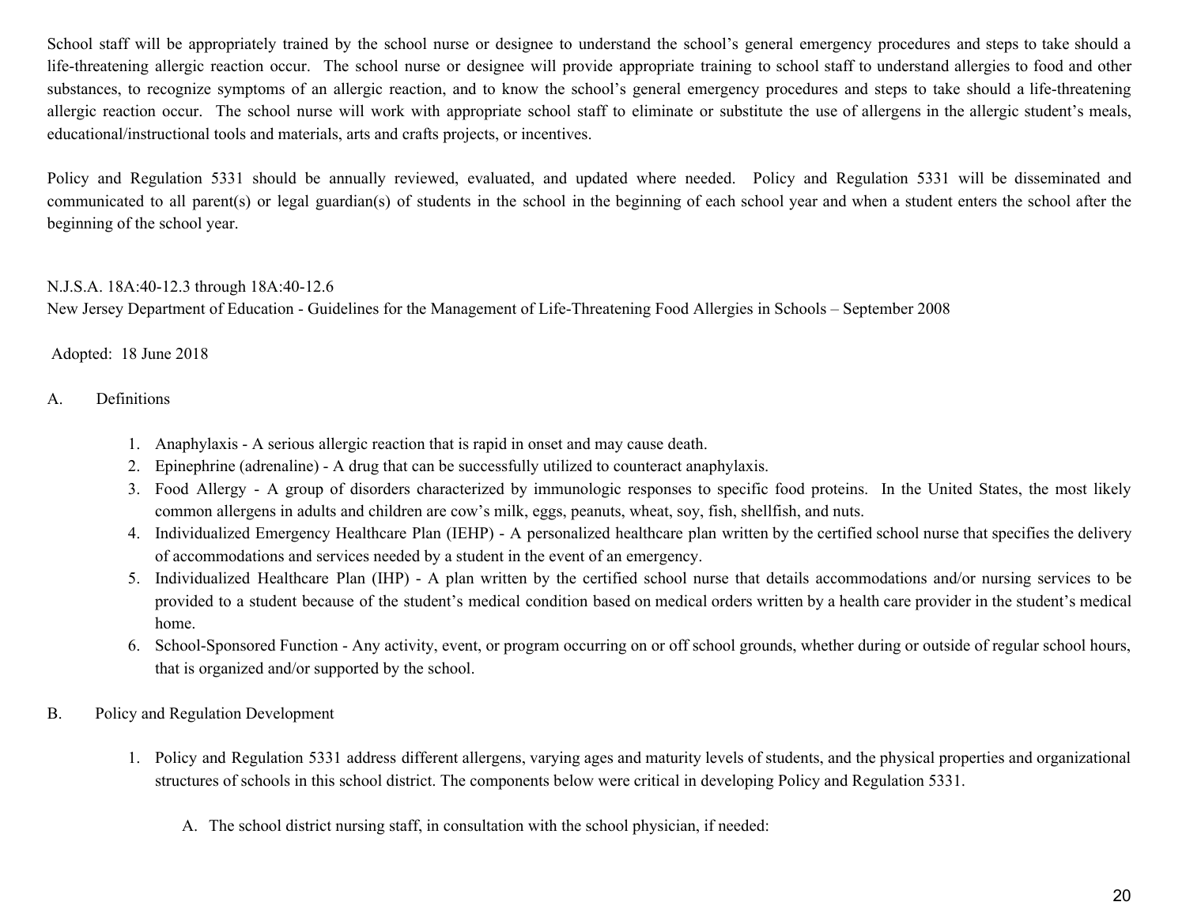School staff will be appropriately trained by the school nurse or designee to understand the school's general emergency procedures and steps to take should a life-threatening allergic reaction occur. The school nurse or designee will provide appropriate training to school staff to understand allergies to food and other substances, to recognize symptoms of an allergic reaction, and to know the school's general emergency procedures and steps to take should a life-threatening allergic reaction occur. The school nurse will work with appropriate school staff to eliminate or substitute the use of allergens in the allergic student's meals, educational/instructional tools and materials, arts and crafts projects, or incentives.

Policy and Regulation 5331 should be annually reviewed, evaluated, and updated where needed. Policy and Regulation 5331 will be disseminated and communicated to all parent(s) or legal guardian(s) of students in the school in the beginning of each school year and when a student enters the school after the beginning of the school year.

N.J.S.A. 18A:40-12.3 through 18A:40-12.6
New Jersey Department of Education - Guidelines for the Management of Life-Threatening Food Allergies in Schools – September 2008

Adopted: 18 June 2018

A. Definitions

1. Anaphylaxis - A serious allergic reaction that is rapid in onset and may cause death.
2. Epinephrine (adrenaline) - A drug that can be successfully utilized to counteract anaphylaxis.
3. Food Allergy - A group of disorders characterized by immunologic responses to specific food proteins. In the United States, the most likely common allergens in adults and children are cow's milk, eggs, peanuts, wheat, soy, fish, shellfish, and nuts.
4. Individualized Emergency Healthcare Plan (IEHP) - A personalized healthcare plan written by the certified school nurse that specifies the delivery of accommodations and services needed by a student in the event of an emergency.
5. Individualized Healthcare Plan (IHP) - A plan written by the certified school nurse that details accommodations and/or nursing services to be provided to a student because of the student's medical condition based on medical orders written by a health care provider in the student's medical home.
6. School-Sponsored Function - Any activity, event, or program occurring on or off school grounds, whether during or outside of regular school hours, that is organized and/or supported by the school.

B. Policy and Regulation Development

1. Policy and Regulation 5331 address different allergens, varying ages and maturity levels of students, and the physical properties and organizational structures of schools in this school district. The components below were critical in developing Policy and Regulation 5331.

   A. The school district nursing staff, in consultation with the school physician, if needed: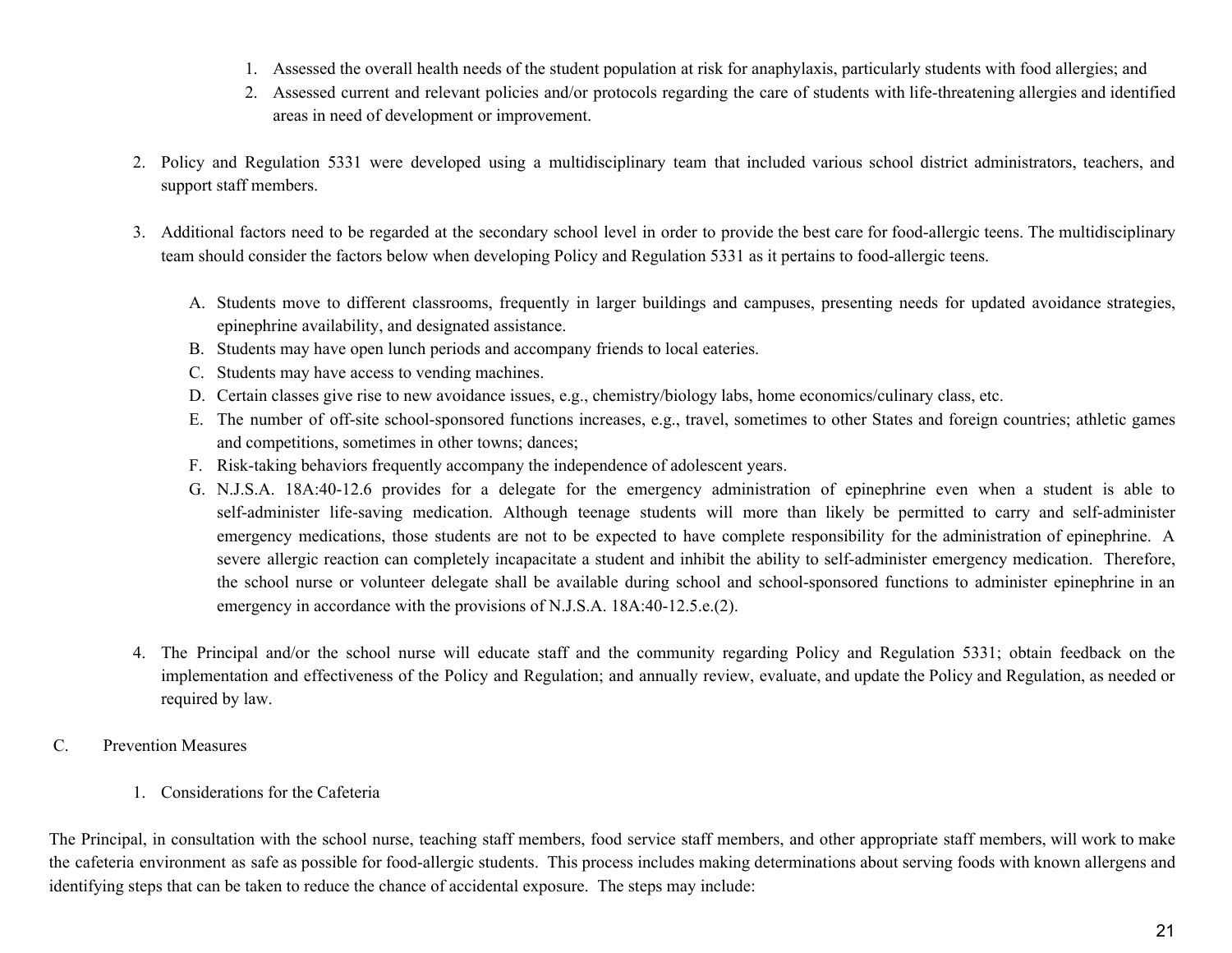1. Assessed the overall health needs of the student population at risk for anaphylaxis, particularly students with food allergies; and
2. Assessed current and relevant policies and/or protocols regarding the care of students with life-threatening allergies and identified areas in need of development or improvement.

2. Policy and Regulation 5331 were developed using a multidisciplinary team that included various school district administrators, teachers, and support staff members.

3. Additional factors need to be regarded at the secondary school level in order to provide the best care for food-allergic teens. The multidisciplinary team should consider the factors below when developing Policy and Regulation 5331 as it pertains to food-allergic teens.

   A. Students move to different classrooms, frequently in larger buildings and campuses, presenting needs for updated avoidance strategies, epinephrine availability, and designated assistance.
   B. Students may have open lunch periods and accompany friends to local eateries.
   C. Students may have access to vending machines.
   D. Certain classes give rise to new avoidance issues, e.g., chemistry/biology labs, home economics/culinary class, etc.
   E. The number of off-site school-sponsored functions increases, e.g., travel, sometimes to other States and foreign countries; athletic games and competitions, sometimes in other towns; dances;
   F. Risk-taking behaviors frequently accompany the independence of adolescent years.
   G. N.J.S.A. 18A:40-12.6 provides for a delegate for the emergency administration of epinephrine even when a student is able to self-administer life-saving medication. Although teenage students will more than likely be permitted to carry and self-administer emergency medications, those students are not to be expected to have complete responsibility for the administration of epinephrine. A severe allergic reaction can completely incapacitate a student and inhibit the ability to self-administer emergency medication. Therefore, the school nurse or volunteer delegate shall be available during school and school-sponsored functions to administer epinephrine in an emergency in accordance with the provisions of N.J.S.A. 18A:40-12.5.e.(2).

4. The Principal and/or the school nurse will educate staff and the community regarding Policy and Regulation 5331; obtain feedback on the implementation and effectiveness of the Policy and Regulation; and annually review, evaluate, and update the Policy and Regulation, as needed or required by law.

C. Prevention Measures

1. Considerations for the Cafeteria

The Principal, in consultation with the school nurse, teaching staff members, food service staff members, and other appropriate staff members, will work to make the cafeteria environment as safe as possible for food-allergic students. This process includes making determinations about serving foods with known allergens and identifying steps that can be taken to reduce the chance of accidental exposure. The steps may include: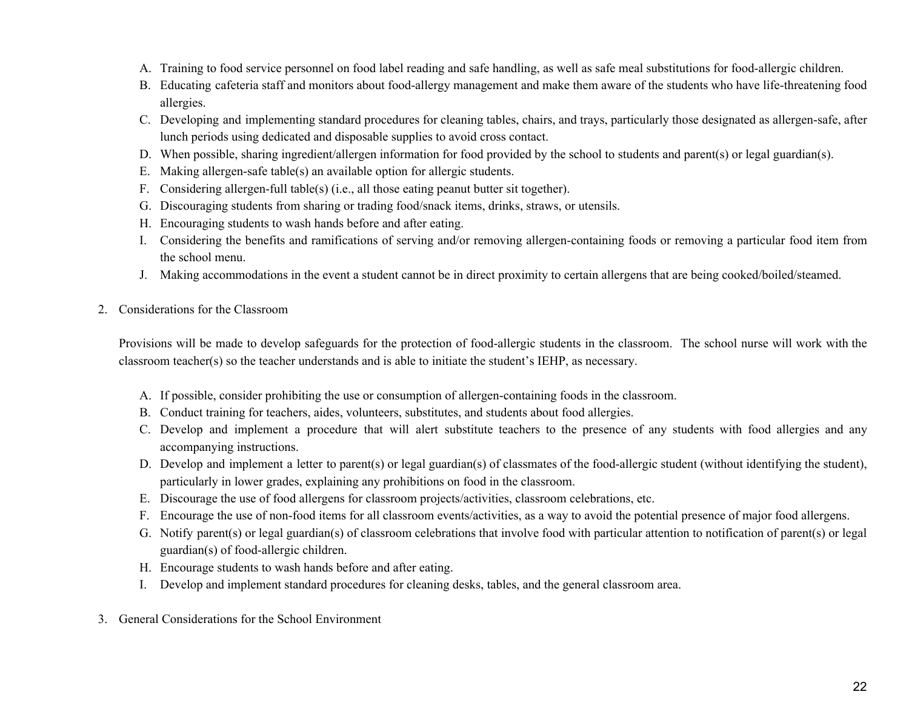A. Training to food service personnel on food label reading and safe handling, as well as safe meal substitutions for food-allergic children.
B. Educating cafeteria staff and monitors about food-allergy management and make them aware of the students who have life-threatening food allergies.
C. Developing and implementing standard procedures for cleaning tables, chairs, and trays, particularly those designated as allergen-safe, after lunch periods using dedicated and disposable supplies to avoid cross contact.
D. When possible, sharing ingredient/allergen information for food provided by the school to students and parent(s) or legal guardian(s).
E. Making allergen-safe table(s) an available option for allergic students.
F. Considering allergen-full table(s) (i.e., all those eating peanut butter sit together).
G. Discouraging students from sharing or trading food/snack items, drinks, straws, or utensils.
H. Encouraging students to wash hands before and after eating.
I. Considering the benefits and ramifications of serving and/or removing allergen-containing foods or removing a particular food item from the school menu.
J. Making accommodations in the event a student cannot be in direct proximity to certain allergens that are being cooked/boiled/steamed.

2. Considerations for the Classroom

Provisions will be made to develop safeguards for the protection of food-allergic students in the classroom. The school nurse will work with the classroom teacher(s) so the teacher understands and is able to initiate the student's IEHP, as necessary.

A. If possible, consider prohibiting the use or consumption of allergen-containing foods in the classroom.
B. Conduct training for teachers, aides, volunteers, substitutes, and students about food allergies.
C. Develop and implement a procedure that will alert substitute teachers to the presence of any students with food allergies and any accompanying instructions.
D. Develop and implement a letter to parent(s) or legal guardian(s) of classmates of the food-allergic student (without identifying the student), particularly in lower grades, explaining any prohibitions on food in the classroom.
E. Discourage the use of food allergens for classroom projects/activities, classroom celebrations, etc.
F. Encourage the use of non-food items for all classroom events/activities, as a way to avoid the potential presence of major food allergens.
G. Notify parent(s) or legal guardian(s) of classroom celebrations that involve food with particular attention to notification of parent(s) or legal guardian(s) of food-allergic children.
H. Encourage students to wash hands before and after eating.
I. Develop and implement standard procedures for cleaning desks, tables, and the general classroom area.

3. General Considerations for the School Environment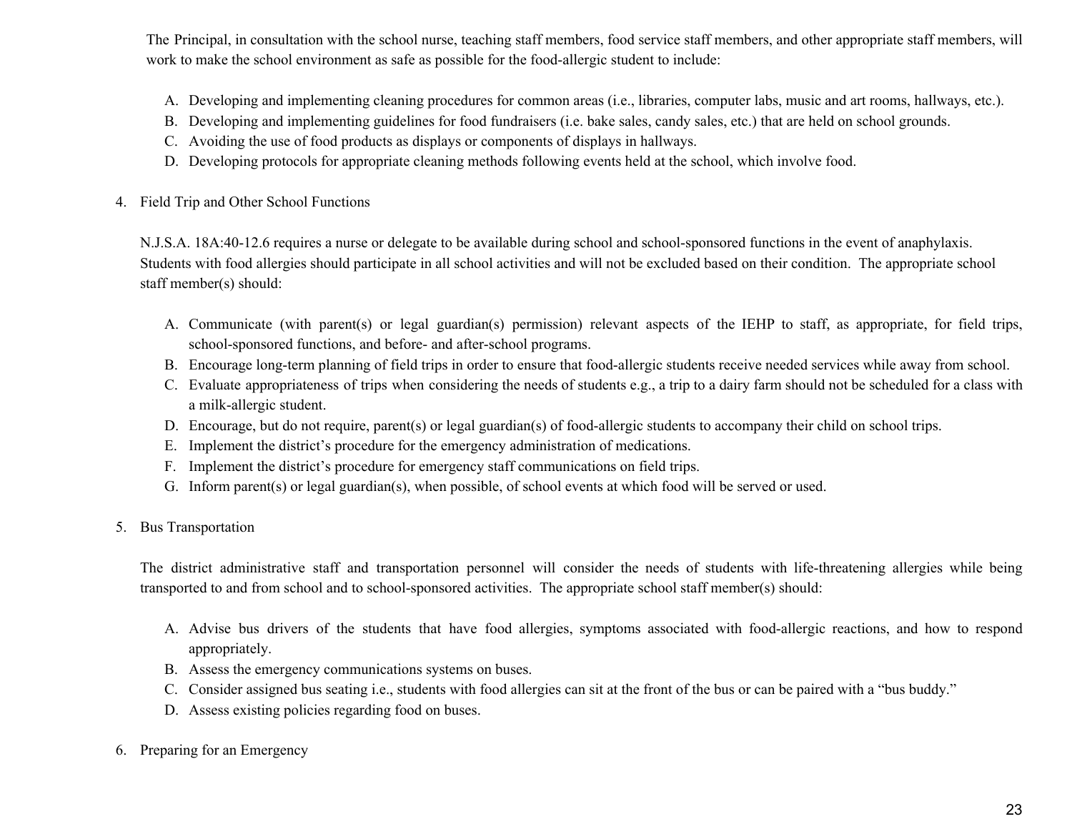The Principal, in consultation with the school nurse, teaching staff members, food service staff members, and other appropriate staff members, will work to make the school environment as safe as possible for the food-allergic student to include:

A. Developing and implementing cleaning procedures for common areas (i.e., libraries, computer labs, music and art rooms, hallways, etc.).
B. Developing and implementing guidelines for food fundraisers (i.e. bake sales, candy sales, etc.) that are held on school grounds.
C. Avoiding the use of food products as displays or components of displays in hallways.
D. Developing protocols for appropriate cleaning methods following events held at the school, which involve food.

4. Field Trip and Other School Functions

N.J.S.A. 18A:40-12.6 requires a nurse or delegate to be available during school and school-sponsored functions in the event of anaphylaxis. Students with food allergies should participate in all school activities and will not be excluded based on their condition. The appropriate school staff member(s) should:

A. Communicate (with parent(s) or legal guardian(s) permission) relevant aspects of the IEHP to staff, as appropriate, for field trips, school-sponsored functions, and before- and after-school programs.
B. Encourage long-term planning of field trips in order to ensure that food-allergic students receive needed services while away from school.
C. Evaluate appropriateness of trips when considering the needs of students e.g., a trip to a dairy farm should not be scheduled for a class with a milk-allergic student.
D. Encourage, but do not require, parent(s) or legal guardian(s) of food-allergic students to accompany their child on school trips.
E. Implement the district's procedure for the emergency administration of medications.
F. Implement the district's procedure for emergency staff communications on field trips.
G. Inform parent(s) or legal guardian(s), when possible, of school events at which food will be served or used.

5. Bus Transportation

The district administrative staff and transportation personnel will consider the needs of students with life-threatening allergies while being transported to and from school and to school-sponsored activities. The appropriate school staff member(s) should:

A. Advise bus drivers of the students that have food allergies, symptoms associated with food-allergic reactions, and how to respond appropriately.
B. Assess the emergency communications systems on buses.
C. Consider assigned bus seating i.e., students with food allergies can sit at the front of the bus or can be paired with a "bus buddy."
D. Assess existing policies regarding food on buses.

6. Preparing for an Emergency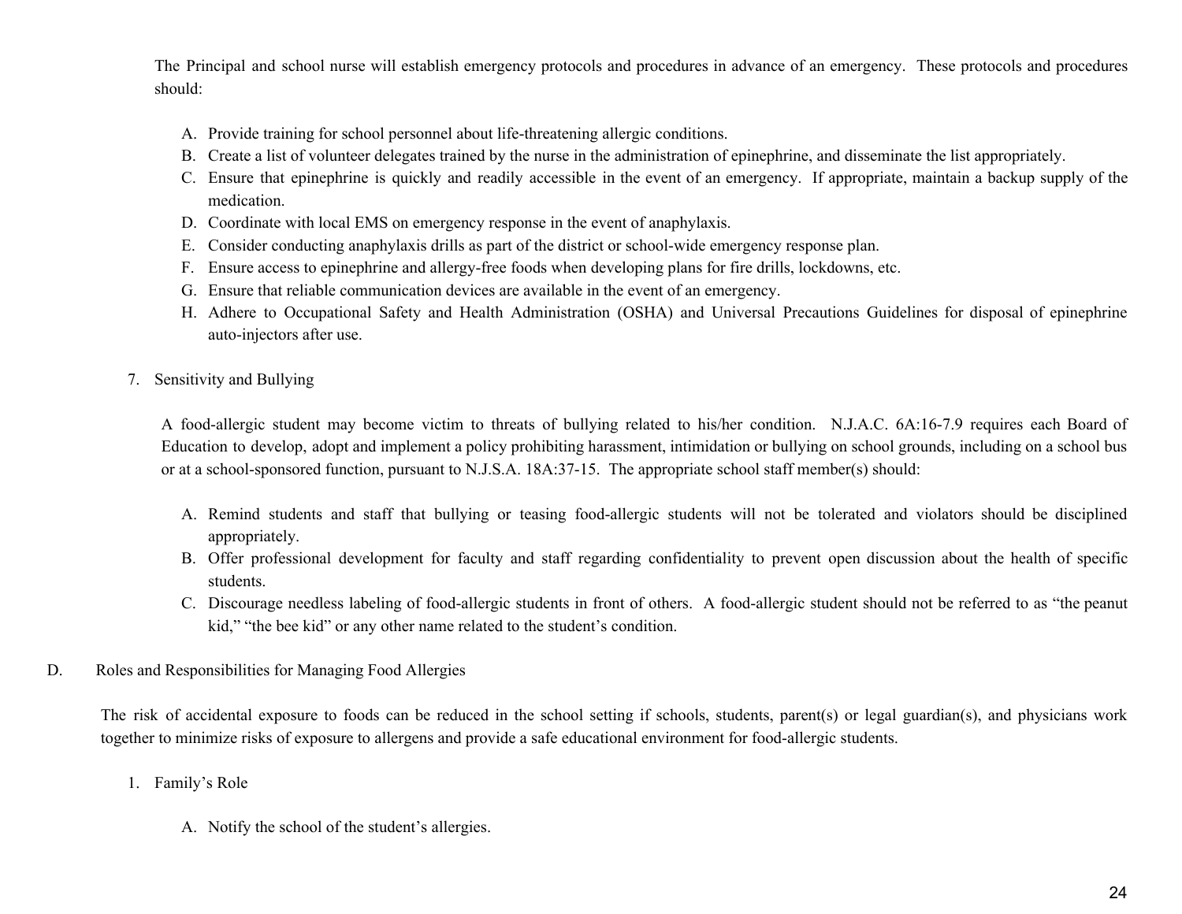The Principal and school nurse will establish emergency protocols and procedures in advance of an emergency. These protocols and procedures should:

A. Provide training for school personnel about life-threatening allergic conditions.
B. Create a list of volunteer delegates trained by the nurse in the administration of epinephrine, and disseminate the list appropriately.
C. Ensure that epinephrine is quickly and readily accessible in the event of an emergency. If appropriate, maintain a backup supply of the medication.
D. Coordinate with local EMS on emergency response in the event of anaphylaxis.
E. Consider conducting anaphylaxis drills as part of the district or school-wide emergency response plan.
F. Ensure access to epinephrine and allergy-free foods when developing plans for fire drills, lockdowns, etc.
G. Ensure that reliable communication devices are available in the event of an emergency.
H. Adhere to Occupational Safety and Health Administration (OSHA) and Universal Precautions Guidelines for disposal of epinephrine auto-injectors after use.

7. Sensitivity and Bullying

A food-allergic student may become victim to threats of bullying related to his/her condition. N.J.A.C. 6A:16-7.9 requires each Board of Education to develop, adopt and implement a policy prohibiting harassment, intimidation or bullying on school grounds, including on a school bus or at a school-sponsored function, pursuant to N.J.S.A. 18A:37-15. The appropriate school staff member(s) should:

A. Remind students and staff that bullying or teasing food-allergic students will not be tolerated and violators should be disciplined appropriately.
B. Offer professional development for faculty and staff regarding confidentiality to prevent open discussion about the health of specific students.
C. Discourage needless labeling of food-allergic students in front of others. A food-allergic student should not be referred to as "the peanut kid," "the bee kid" or any other name related to the student's condition.

D. Roles and Responsibilities for Managing Food Allergies

The risk of accidental exposure to foods can be reduced in the school setting if schools, students, parent(s) or legal guardian(s), and physicians work together to minimize risks of exposure to allergens and provide a safe educational environment for food-allergic students.

1. Family's Role

A. Notify the school of the student's allergies.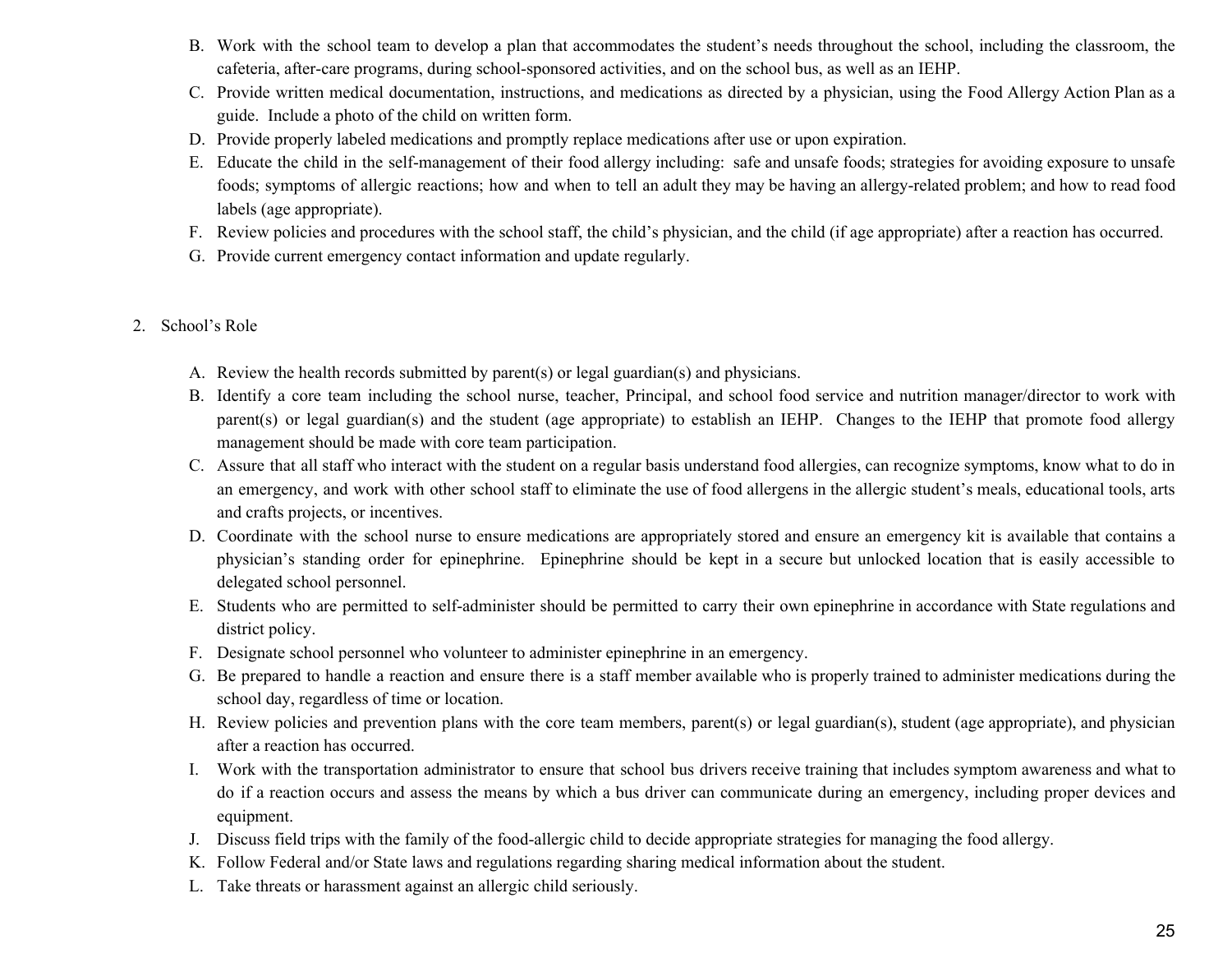B. Work with the school team to develop a plan that accommodates the student's needs throughout the school, including the classroom, the cafeteria, after-care programs, during school-sponsored activities, and on the school bus, as well as an IEHP.
C. Provide written medical documentation, instructions, and medications as directed by a physician, using the Food Allergy Action Plan as a guide. Include a photo of the child on written form.
D. Provide properly labeled medications and promptly replace medications after use or upon expiration.
E. Educate the child in the self-management of their food allergy including: safe and unsafe foods; strategies for avoiding exposure to unsafe foods; symptoms of allergic reactions; how and when to tell an adult they may be having an allergy-related problem; and how to read food labels (age appropriate).
F. Review policies and procedures with the school staff, the child's physician, and the child (if age appropriate) after a reaction has occurred.
G. Provide current emergency contact information and update regularly.

2. School's Role

A. Review the health records submitted by parent(s) or legal guardian(s) and physicians.
B. Identify a core team including the school nurse, teacher, Principal, and school food service and nutrition manager/director to work with parent(s) or legal guardian(s) and the student (age appropriate) to establish an IEHP. Changes to the IEHP that promote food allergy management should be made with core team participation.
C. Assure that all staff who interact with the student on a regular basis understand food allergies, can recognize symptoms, know what to do in an emergency, and work with other school staff to eliminate the use of food allergens in the allergic student's meals, educational tools, arts and crafts projects, or incentives.
D. Coordinate with the school nurse to ensure medications are appropriately stored and ensure an emergency kit is available that contains a physician's standing order for epinephrine. Epinephrine should be kept in a secure but unlocked location that is easily accessible to delegated school personnel.
E. Students who are permitted to self-administer should be permitted to carry their own epinephrine in accordance with State regulations and district policy.
F. Designate school personnel who volunteer to administer epinephrine in an emergency.
G. Be prepared to handle a reaction and ensure there is a staff member available who is properly trained to administer medications during the school day, regardless of time or location.
H. Review policies and prevention plans with the core team members, parent(s) or legal guardian(s), student (age appropriate), and physician after a reaction has occurred.
I. Work with the transportation administrator to ensure that school bus drivers receive training that includes symptom awareness and what to do if a reaction occurs and assess the means by which a bus driver can communicate during an emergency, including proper devices and equipment.
J. Discuss field trips with the family of the food-allergic child to decide appropriate strategies for managing the food allergy.
K. Follow Federal and/or State laws and regulations regarding sharing medical information about the student.
L. Take threats or harassment against an allergic child seriously.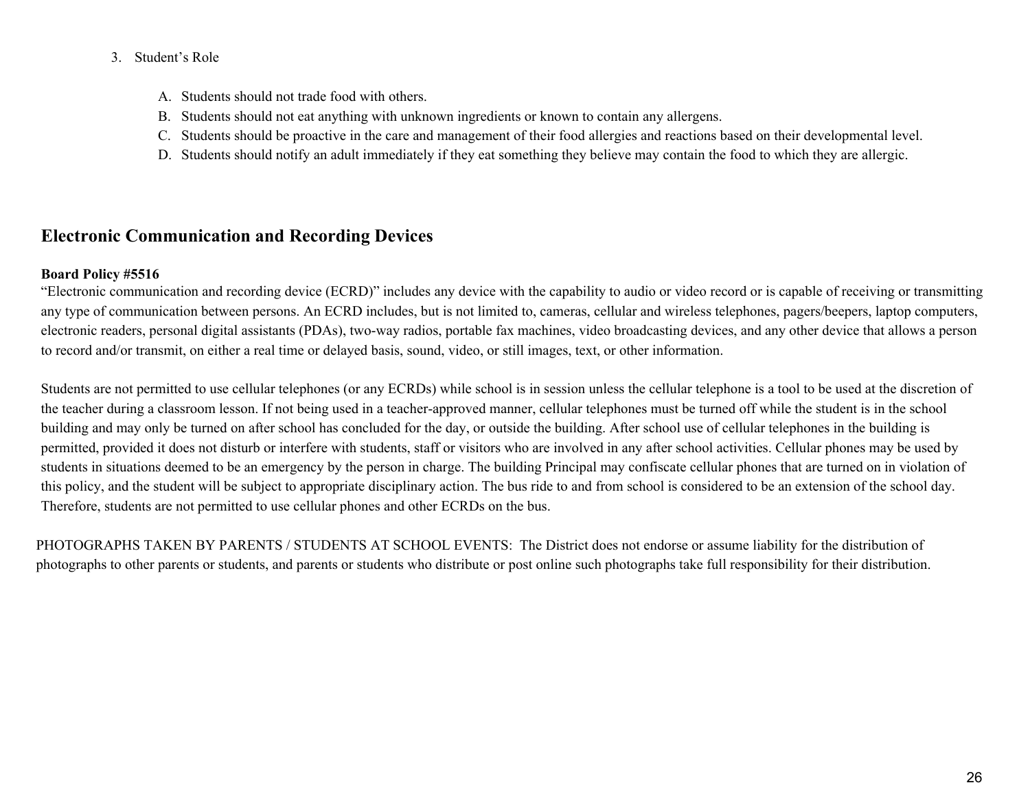3. Student's Role

   A. Students should not trade food with others.
   B. Students should not eat anything with unknown ingredients or known to contain any allergens.
   C. Students should be proactive in the care and management of their food allergies and reactions based on their developmental level.
   D. Students should notify an adult immediately if they eat something they believe may contain the food to which they are allergic.

## Electronic Communication and Recording Devices

**Board Policy #5516**

"Electronic communication and recording device (ECRD)" includes any device with the capability to audio or video record or is capable of receiving or transmitting any type of communication between persons. An ECRD includes, but is not limited to, cameras, cellular and wireless telephones, pagers/beepers, laptop computers, electronic readers, personal digital assistants (PDAs), two-way radios, portable fax machines, video broadcasting devices, and any other device that allows a person to record and/or transmit, on either a real time or delayed basis, sound, video, or still images, text, or other information.

Students are not permitted to use cellular telephones (or any ECRDs) while school is in session unless the cellular telephone is a tool to be used at the discretion of the teacher during a classroom lesson. If not being used in a teacher-approved manner, cellular telephones must be turned off while the student is in the school building and may only be turned on after school has concluded for the day, or outside the building. After school use of cellular telephones in the building is permitted, provided it does not disturb or interfere with students, staff or visitors who are involved in any after school activities. Cellular phones may be used by students in situations deemed to be an emergency by the person in charge. The building Principal may confiscate cellular phones that are turned on in violation of this policy, and the student will be subject to appropriate disciplinary action. The bus ride to and from school is considered to be an extension of the school day. Therefore, students are not permitted to use cellular phones and other ECRDs on the bus.

PHOTOGRAPHS TAKEN BY PARENTS / STUDENTS AT SCHOOL EVENTS: The District does not endorse or assume liability for the distribution of photographs to other parents or students, and parents or students who distribute or post online such photographs take full responsibility for their distribution.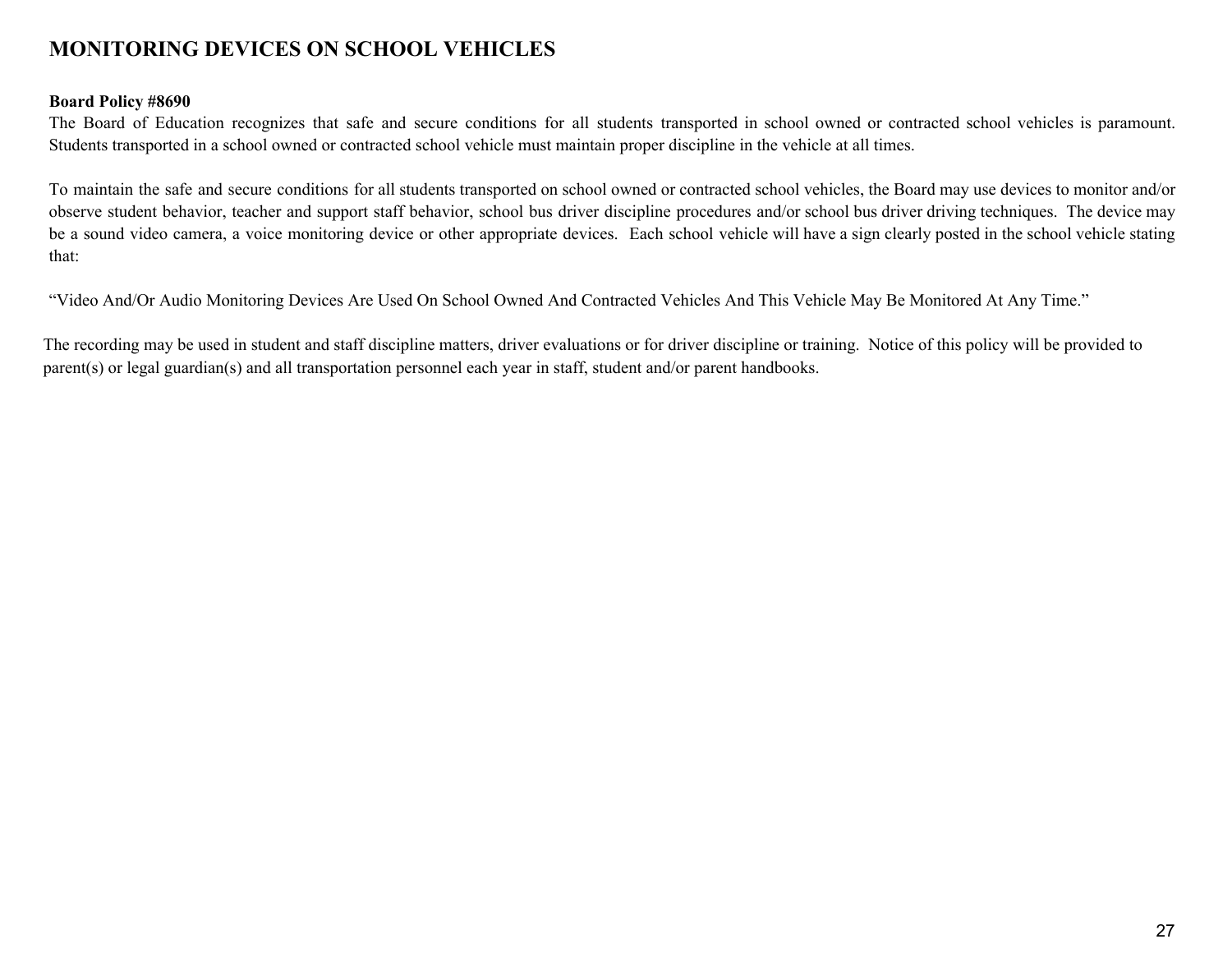# MONITORING DEVICES ON SCHOOL VEHICLES

**Board Policy #8690**

The Board of Education recognizes that safe and secure conditions for all students transported in school owned or contracted school vehicles is paramount. Students transported in a school owned or contracted school vehicle must maintain proper discipline in the vehicle at all times.

To maintain the safe and secure conditions for all students transported on school owned or contracted school vehicles, the Board may use devices to monitor and/or observe student behavior, teacher and support staff behavior, school bus driver discipline procedures and/or school bus driver driving techniques. The device may be a sound video camera, a voice monitoring device or other appropriate devices. Each school vehicle will have a sign clearly posted in the school vehicle stating that:

"Video And/Or Audio Monitoring Devices Are Used On School Owned And Contracted Vehicles And This Vehicle May Be Monitored At Any Time."

The recording may be used in student and staff discipline matters, driver evaluations or for driver discipline or training. Notice of this policy will be provided to parent(s) or legal guardian(s) and all transportation personnel each year in staff, student and/or parent handbooks.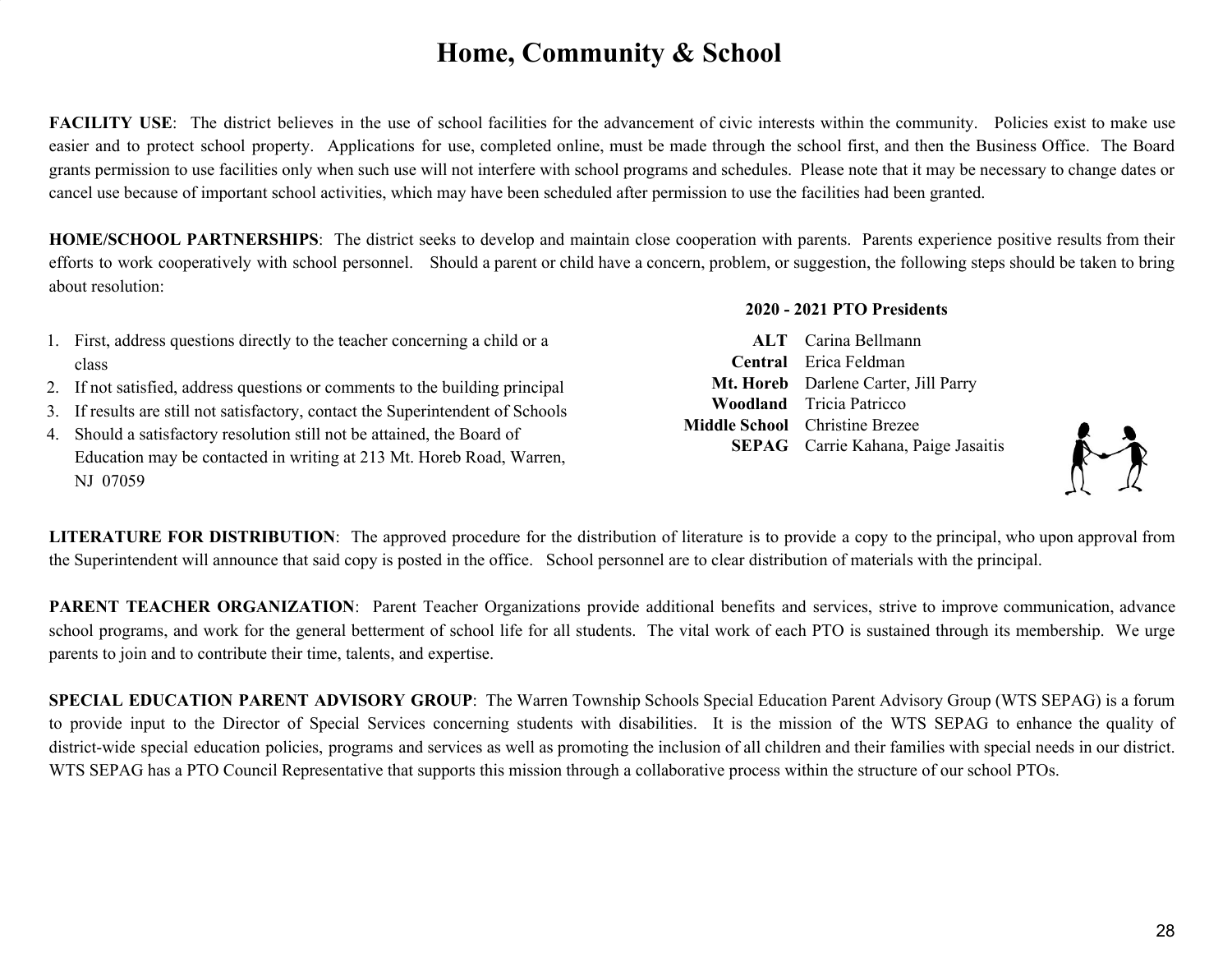# Home, Community & School

**FACILITY USE**: The district believes in the use of school facilities for the advancement of civic interests within the community. Policies exist to make use easier and to protect school property. Applications for use, completed online, must be made through the school first, and then the Business Office. The Board grants permission to use facilities only when such use will not interfere with school programs and schedules. Please note that it may be necessary to change dates or cancel use because of important school activities, which may have been scheduled after permission to use the facilities had been granted.

**HOME/SCHOOL PARTNERSHIPS**: The district seeks to develop and maintain close cooperation with parents. Parents experience positive results from their efforts to work cooperatively with school personnel. Should a parent or child have a concern, problem, or suggestion, the following steps should be taken to bring about resolution:

1. First, address questions directly to the teacher concerning a child or a class
2. If not satisfied, address questions or comments to the building principal
3. If results are still not satisfactory, contact the Superintendent of Schools
4. Should a satisfactory resolution still not be attained, the Board of Education may be contacted in writing at 213 Mt. Horeb Road, Warren, NJ 07059

**2020 - 2021 PTO Presidents**

| School | President(s) |
|---|---|
| **ALT** | Carina Bellmann |
| **Central** | Erica Feldman |
| **Mt. Horeb** | Darlene Carter, Jill Parry |
| **Woodland** | Tricia Patricco |
| **Middle School** | Christine Brezee |
| **SEPAG** | Carrie Kahana, Paige Jasaitis |

**LITERATURE FOR DISTRIBUTION**: The approved procedure for the distribution of literature is to provide a copy to the principal, who upon approval from the Superintendent will announce that said copy is posted in the office. School personnel are to clear distribution of materials with the principal.

**PARENT TEACHER ORGANIZATION**: Parent Teacher Organizations provide additional benefits and services, strive to improve communication, advance school programs, and work for the general betterment of school life for all students. The vital work of each PTO is sustained through its membership. We urge parents to join and to contribute their time, talents, and expertise.

**SPECIAL EDUCATION PARENT ADVISORY GROUP**: The Warren Township Schools Special Education Parent Advisory Group (WTS SEPAG) is a forum to provide input to the Director of Special Services concerning students with disabilities. It is the mission of the WTS SEPAG to enhance the quality of district-wide special education policies, programs and services as well as promoting the inclusion of all children and their families with special needs in our district. WTS SEPAG has a PTO Council Representative that supports this mission through a collaborative process within the structure of our school PTOs.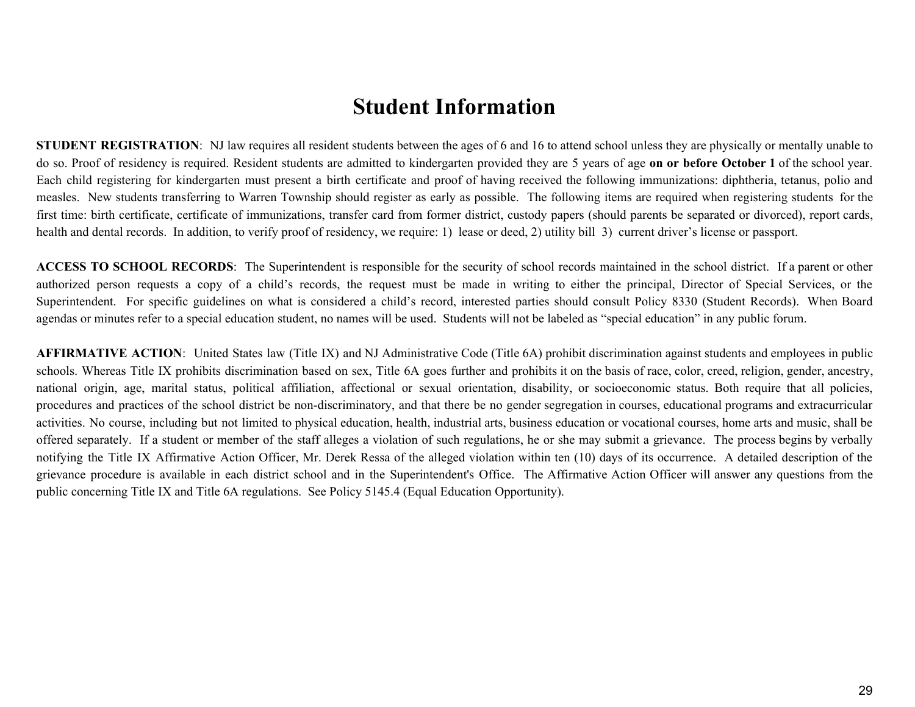# Student Information

**STUDENT REGISTRATION**: NJ law requires all resident students between the ages of 6 and 16 to attend school unless they are physically or mentally unable to do so. Proof of residency is required. Resident students are admitted to kindergarten provided they are 5 years of age **on or before October 1** of the school year. Each child registering for kindergarten must present a birth certificate and proof of having received the following immunizations: diphtheria, tetanus, polio and measles. New students transferring to Warren Township should register as early as possible. The following items are required when registering students for the first time: birth certificate, certificate of immunizations, transfer card from former district, custody papers (should parents be separated or divorced), report cards, health and dental records. In addition, to verify proof of residency, we require: 1) lease or deed, 2) utility bill 3) current driver's license or passport.

**ACCESS TO SCHOOL RECORDS**: The Superintendent is responsible for the security of school records maintained in the school district. If a parent or other authorized person requests a copy of a child's records, the request must be made in writing to either the principal, Director of Special Services, or the Superintendent. For specific guidelines on what is considered a child's record, interested parties should consult Policy 8330 (Student Records). When Board agendas or minutes refer to a special education student, no names will be used. Students will not be labeled as "special education" in any public forum.

**AFFIRMATIVE ACTION**: United States law (Title IX) and NJ Administrative Code (Title 6A) prohibit discrimination against students and employees in public schools. Whereas Title IX prohibits discrimination based on sex, Title 6A goes further and prohibits it on the basis of race, color, creed, religion, gender, ancestry, national origin, age, marital status, political affiliation, affectional or sexual orientation, disability, or socioeconomic status. Both require that all policies, procedures and practices of the school district be non-discriminatory, and that there be no gender segregation in courses, educational programs and extracurricular activities. No course, including but not limited to physical education, health, industrial arts, business education or vocational courses, home arts and music, shall be offered separately. If a student or member of the staff alleges a violation of such regulations, he or she may submit a grievance. The process begins by verbally notifying the Title IX Affirmative Action Officer, Mr. Derek Ressa of the alleged violation within ten (10) days of its occurrence. A detailed description of the grievance procedure is available in each district school and in the Superintendent's Office. The Affirmative Action Officer will answer any questions from the public concerning Title IX and Title 6A regulations. See Policy 5145.4 (Equal Education Opportunity).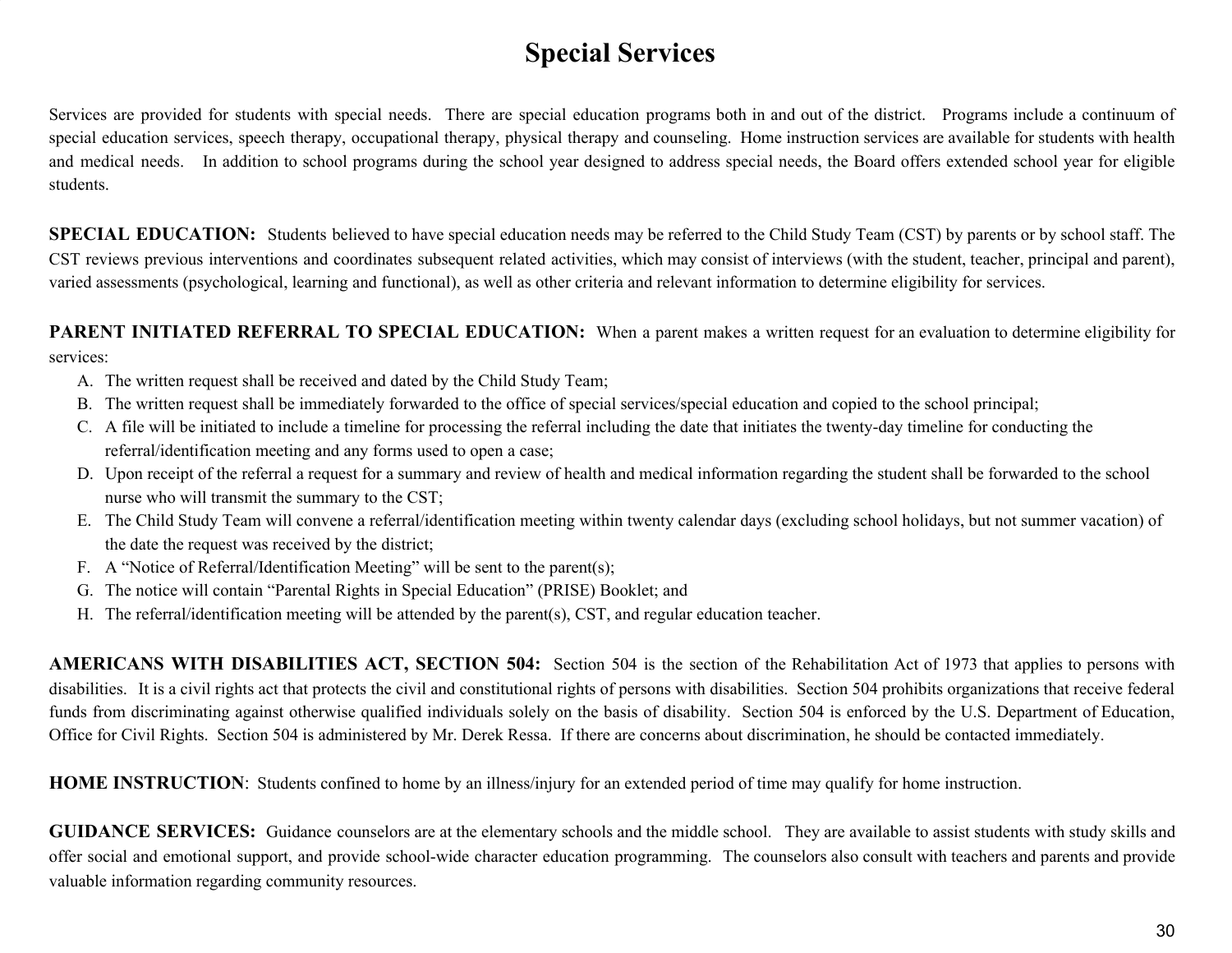# Special Services

Services are provided for students with special needs. There are special education programs both in and out of the district. Programs include a continuum of special education services, speech therapy, occupational therapy, physical therapy and counseling. Home instruction services are available for students with health and medical needs. In addition to school programs during the school year designed to address special needs, the Board offers extended school year for eligible students.

**SPECIAL EDUCATION:** Students believed to have special education needs may be referred to the Child Study Team (CST) by parents or by school staff. The CST reviews previous interventions and coordinates subsequent related activities, which may consist of interviews (with the student, teacher, principal and parent), varied assessments (psychological, learning and functional), as well as other criteria and relevant information to determine eligibility for services.

**PARENT INITIATED REFERRAL TO SPECIAL EDUCATION:** When a parent makes a written request for an evaluation to determine eligibility for services:

A. The written request shall be received and dated by the Child Study Team;
B. The written request shall be immediately forwarded to the office of special services/special education and copied to the school principal;
C. A file will be initiated to include a timeline for processing the referral including the date that initiates the twenty-day timeline for conducting the referral/identification meeting and any forms used to open a case;
D. Upon receipt of the referral a request for a summary and review of health and medical information regarding the student shall be forwarded to the school nurse who will transmit the summary to the CST;
E. The Child Study Team will convene a referral/identification meeting within twenty calendar days (excluding school holidays, but not summer vacation) of the date the request was received by the district;
F. A "Notice of Referral/Identification Meeting" will be sent to the parent(s);
G. The notice will contain "Parental Rights in Special Education" (PRISE) Booklet; and
H. The referral/identification meeting will be attended by the parent(s), CST, and regular education teacher.

**AMERICANS WITH DISABILITIES ACT, SECTION 504:** Section 504 is the section of the Rehabilitation Act of 1973 that applies to persons with disabilities. It is a civil rights act that protects the civil and constitutional rights of persons with disabilities. Section 504 prohibits organizations that receive federal funds from discriminating against otherwise qualified individuals solely on the basis of disability. Section 504 is enforced by the U.S. Department of Education, Office for Civil Rights. Section 504 is administered by Mr. Derek Ressa. If there are concerns about discrimination, he should be contacted immediately.

**HOME INSTRUCTION**: Students confined to home by an illness/injury for an extended period of time may qualify for home instruction.

**GUIDANCE SERVICES:** Guidance counselors are at the elementary schools and the middle school. They are available to assist students with study skills and offer social and emotional support, and provide school-wide character education programming. The counselors also consult with teachers and parents and provide valuable information regarding community resources.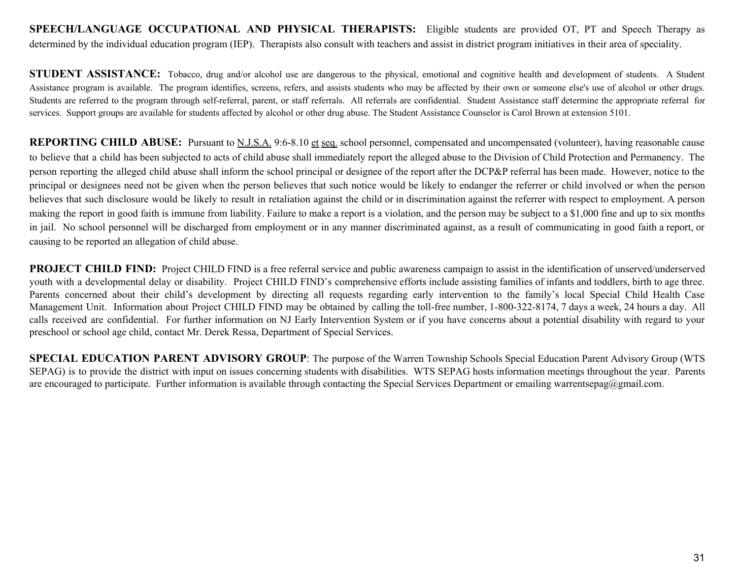**SPEECH/LANGUAGE OCCUPATIONAL AND PHYSICAL THERAPISTS:** Eligible students are provided OT, PT and Speech Therapy as determined by the individual education program (IEP). Therapists also consult with teachers and assist in district program initiatives in their area of speciality.

**STUDENT ASSISTANCE:** Tobacco, drug and/or alcohol use are dangerous to the physical, emotional and cognitive health and development of students. A Student Assistance program is available. The program identifies, screens, refers, and assists students who may be affected by their own or someone else's use of alcohol or other drugs. Students are referred to the program through self-referral, parent, or staff referrals. All referrals are confidential. Student Assistance staff determine the appropriate referral for services. Support groups are available for students affected by alcohol or other drug abuse. The Student Assistance Counselor is Carol Brown at extension 5101.

**REPORTING CHILD ABUSE:** Pursuant to N.J.S.A. 9:6-8.10 et seq. school personnel, compensated and uncompensated (volunteer), having reasonable cause to believe that a child has been subjected to acts of child abuse shall immediately report the alleged abuse to the Division of Child Protection and Permanency. The person reporting the alleged child abuse shall inform the school principal or designee of the report after the DCP&P referral has been made. However, notice to the principal or designees need not be given when the person believes that such notice would be likely to endanger the referrer or child involved or when the person believes that such disclosure would be likely to result in retaliation against the child or in discrimination against the referrer with respect to employment. A person making the report in good faith is immune from liability. Failure to make a report is a violation, and the person may be subject to a $1,000 fine and up to six months in jail. No school personnel will be discharged from employment or in any manner discriminated against, as a result of communicating in good faith a report, or causing to be reported an allegation of child abuse.

**PROJECT CHILD FIND:** Project CHILD FIND is a free referral service and public awareness campaign to assist in the identification of unserved/underserved youth with a developmental delay or disability. Project CHILD FIND's comprehensive efforts include assisting families of infants and toddlers, birth to age three. Parents concerned about their child's development by directing all requests regarding early intervention to the family's local Special Child Health Case Management Unit. Information about Project CHILD FIND may be obtained by calling the toll-free number, 1-800-322-8174, 7 days a week, 24 hours a day. All calls received are confidential. For further information on NJ Early Intervention System or if you have concerns about a potential disability with regard to your preschool or school age child, contact Mr. Derek Ressa, Department of Special Services.

**SPECIAL EDUCATION PARENT ADVISORY GROUP**: The purpose of the Warren Township Schools Special Education Parent Advisory Group (WTS SEPAG) is to provide the district with input on issues concerning students with disabilities. WTS SEPAG hosts information meetings throughout the year. Parents are encouraged to participate. Further information is available through contacting the Special Services Department or emailing warrentsepag@gmail.com.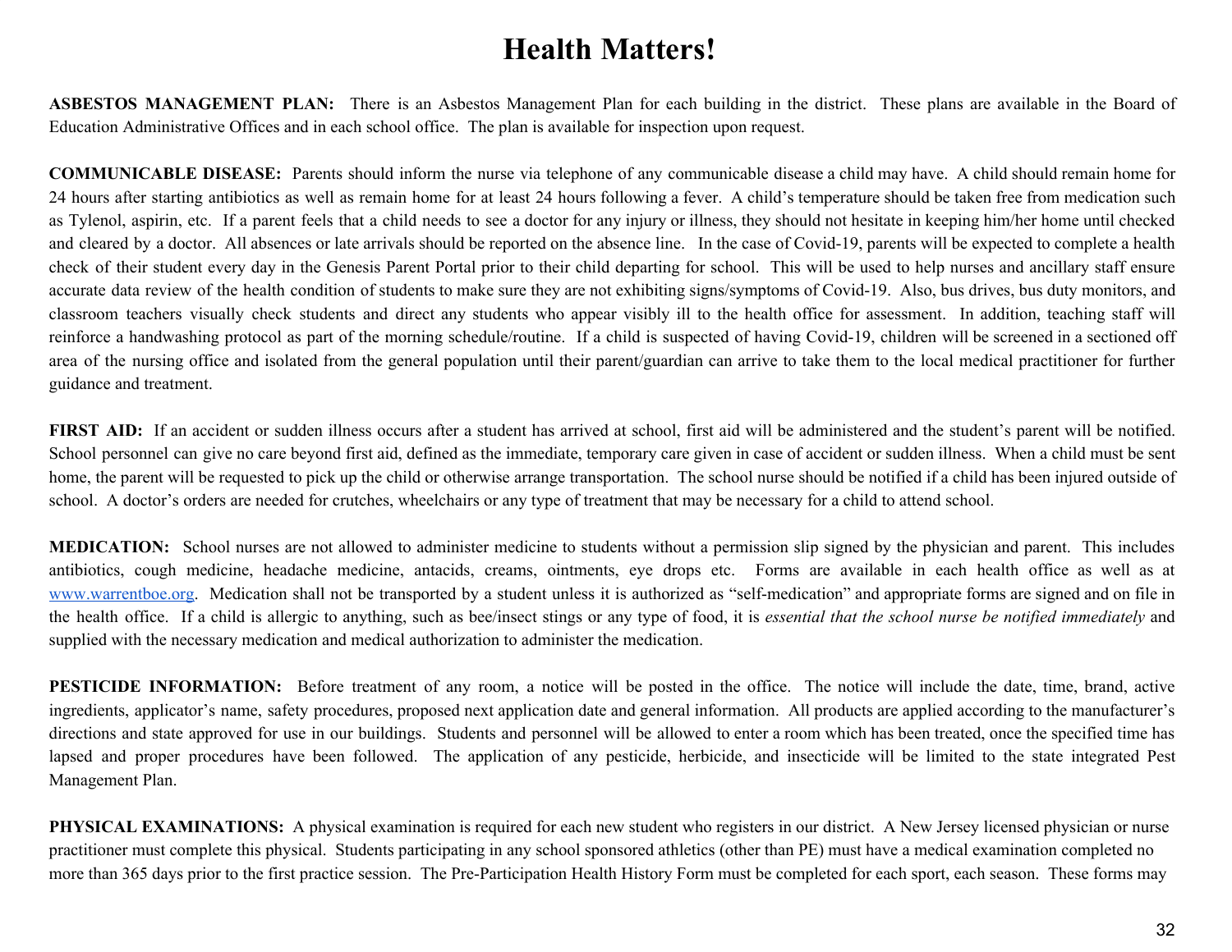# Health Matters!

**ASBESTOS MANAGEMENT PLAN:** There is an Asbestos Management Plan for each building in the district. These plans are available in the Board of Education Administrative Offices and in each school office. The plan is available for inspection upon request.

**COMMUNICABLE DISEASE:** Parents should inform the nurse via telephone of any communicable disease a child may have. A child should remain home for 24 hours after starting antibiotics as well as remain home for at least 24 hours following a fever. A child's temperature should be taken free from medication such as Tylenol, aspirin, etc. If a parent feels that a child needs to see a doctor for any injury or illness, they should not hesitate in keeping him/her home until checked and cleared by a doctor. All absences or late arrivals should be reported on the absence line. In the case of Covid-19, parents will be expected to complete a health check of their student every day in the Genesis Parent Portal prior to their child departing for school. This will be used to help nurses and ancillary staff ensure accurate data review of the health condition of students to make sure they are not exhibiting signs/symptoms of Covid-19. Also, bus drives, bus duty monitors, and classroom teachers visually check students and direct any students who appear visibly ill to the health office for assessment. In addition, teaching staff will reinforce a handwashing protocol as part of the morning schedule/routine. If a child is suspected of having Covid-19, children will be screened in a sectioned off area of the nursing office and isolated from the general population until their parent/guardian can arrive to take them to the local medical practitioner for further guidance and treatment.

**FIRST AID:** If an accident or sudden illness occurs after a student has arrived at school, first aid will be administered and the student's parent will be notified. School personnel can give no care beyond first aid, defined as the immediate, temporary care given in case of accident or sudden illness. When a child must be sent home, the parent will be requested to pick up the child or otherwise arrange transportation. The school nurse should be notified if a child has been injured outside of school. A doctor's orders are needed for crutches, wheelchairs or any type of treatment that may be necessary for a child to attend school.

**MEDICATION:** School nurses are not allowed to administer medicine to students without a permission slip signed by the physician and parent. This includes antibiotics, cough medicine, headache medicine, antacids, creams, ointments, eye drops etc. Forms are available in each health office as well as at [www.warrentboe.org](http://www.warrentboe.org). Medication shall not be transported by a student unless it is authorized as "self-medication" and appropriate forms are signed and on file in the health office. If a child is allergic to anything, such as bee/insect stings or any type of food, it is *essential that the school nurse be notified immediately* and supplied with the necessary medication and medical authorization to administer the medication.

**PESTICIDE INFORMATION:** Before treatment of any room, a notice will be posted in the office. The notice will include the date, time, brand, active ingredients, applicator's name, safety procedures, proposed next application date and general information. All products are applied according to the manufacturer's directions and state approved for use in our buildings. Students and personnel will be allowed to enter a room which has been treated, once the specified time has lapsed and proper procedures have been followed. The application of any pesticide, herbicide, and insecticide will be limited to the state integrated Pest Management Plan.

**PHYSICAL EXAMINATIONS:** A physical examination is required for each new student who registers in our district. A New Jersey licensed physician or nurse practitioner must complete this physical. Students participating in any school sponsored athletics (other than PE) must have a medical examination completed no more than 365 days prior to the first practice session. The Pre-Participation Health History Form must be completed for each sport, each season. These forms may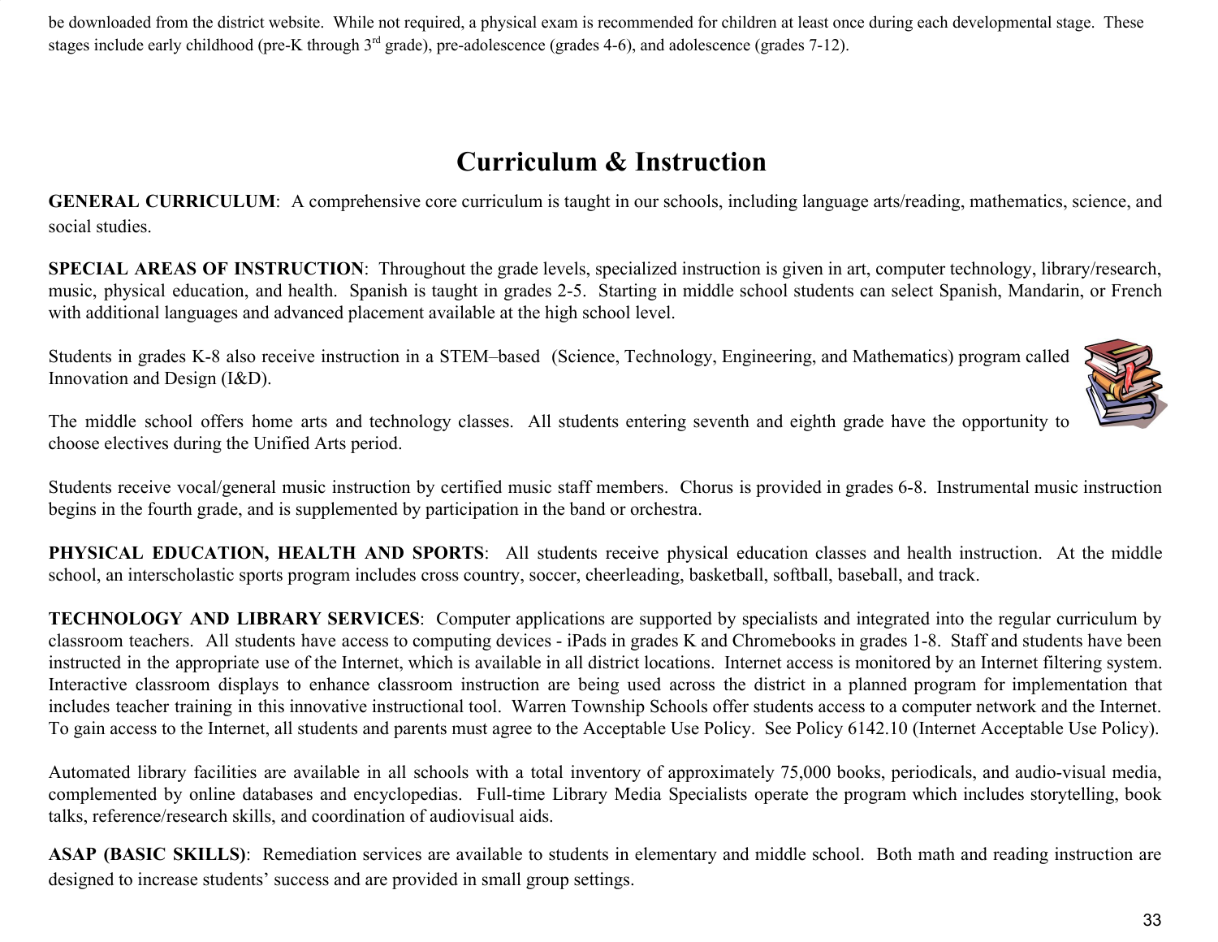be downloaded from the district website. While not required, a physical exam is recommended for children at least once during each developmental stage. These stages include early childhood (pre-K through 3rd grade), pre-adolescence (grades 4-6), and adolescence (grades 7-12).

# Curriculum & Instruction

**GENERAL CURRICULUM**: A comprehensive core curriculum is taught in our schools, including language arts/reading, mathematics, science, and social studies.

**SPECIAL AREAS OF INSTRUCTION**: Throughout the grade levels, specialized instruction is given in art, computer technology, library/research, music, physical education, and health. Spanish is taught in grades 2-5. Starting in middle school students can select Spanish, Mandarin, or French with additional languages and advanced placement available at the high school level.

Students in grades K-8 also receive instruction in a STEM–based (Science, Technology, Engineering, and Mathematics) program called Innovation and Design (I&D).

The middle school offers home arts and technology classes. All students entering seventh and eighth grade have the opportunity to choose electives during the Unified Arts period.

Students receive vocal/general music instruction by certified music staff members. Chorus is provided in grades 6-8. Instrumental music instruction begins in the fourth grade, and is supplemented by participation in the band or orchestra.

**PHYSICAL EDUCATION, HEALTH AND SPORTS**: All students receive physical education classes and health instruction. At the middle school, an interscholastic sports program includes cross country, soccer, cheerleading, basketball, softball, baseball, and track.

**TECHNOLOGY AND LIBRARY SERVICES**: Computer applications are supported by specialists and integrated into the regular curriculum by classroom teachers. All students have access to computing devices - iPads in grades K and Chromebooks in grades 1-8. Staff and students have been instructed in the appropriate use of the Internet, which is available in all district locations. Internet access is monitored by an Internet filtering system. Interactive classroom displays to enhance classroom instruction are being used across the district in a planned program for implementation that includes teacher training in this innovative instructional tool. Warren Township Schools offer students access to a computer network and the Internet. To gain access to the Internet, all students and parents must agree to the Acceptable Use Policy. See Policy 6142.10 (Internet Acceptable Use Policy).

Automated library facilities are available in all schools with a total inventory of approximately 75,000 books, periodicals, and audio-visual media, complemented by online databases and encyclopedias. Full-time Library Media Specialists operate the program which includes storytelling, book talks, reference/research skills, and coordination of audiovisual aids.

**ASAP (BASIC SKILLS)**: Remediation services are available to students in elementary and middle school. Both math and reading instruction are designed to increase students' success and are provided in small group settings.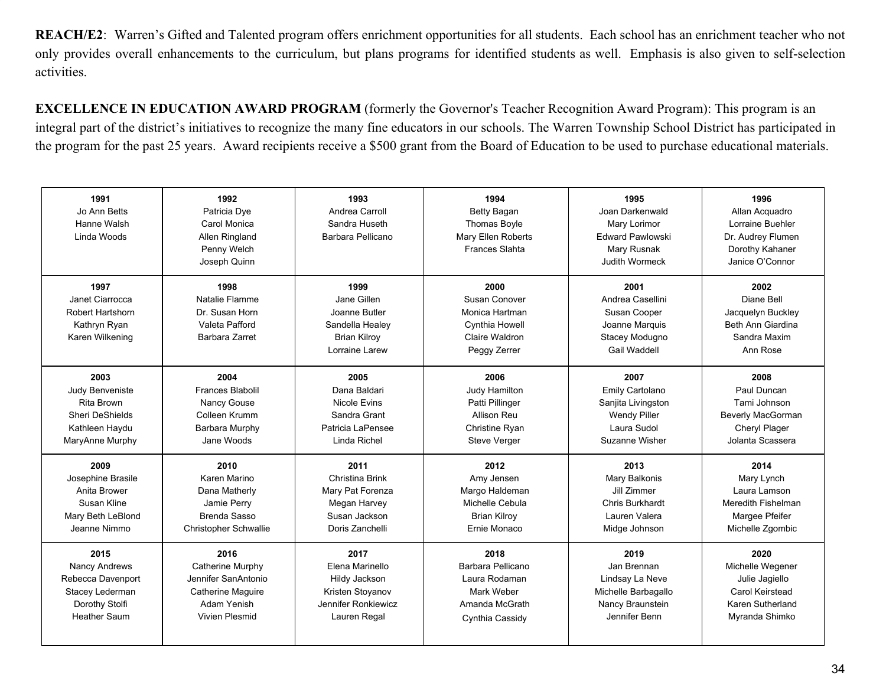**REACH/E2**: Warren's Gifted and Talented program offers enrichment opportunities for all students. Each school has an enrichment teacher who not only provides overall enhancements to the curriculum, but plans programs for identified students as well. Emphasis is also given to self-selection activities.

**EXCELLENCE IN EDUCATION AWARD PROGRAM** (formerly the Governor's Teacher Recognition Award Program): This program is an integral part of the district's initiatives to recognize the many fine educators in our schools. The Warren Township School District has participated in the program for the past 25 years. Award recipients receive a $500 grant from the Board of Education to be used to purchase educational materials.

| **1991** | **1992** | **1993** | **1994** | **1995** | **1996** |
|---|---|---|---|---|---|
| Jo Ann Betts<br>Hanne Walsh<br>Linda Woods | Patricia Dye<br>Carol Monica<br>Allen Ringland<br>Penny Welch<br>Joseph Quinn | Andrea Carroll<br>Sandra Huseth<br>Barbara Pellicano | Betty Bagan<br>Thomas Boyle<br>Mary Ellen Roberts<br>Frances Slahta | Joan Darkenwald<br>Mary Lorimor<br>Edward Pawlowski<br>Mary Rusnak<br>Judith Wormeck | Allan Acquadro<br>Lorraine Buehler<br>Dr. Audrey Flumen<br>Dorothy Kahaner<br>Janice O'Connor |
| **1997** | **1998** | **1999** | **2000** | **2001** | **2002** |
| Janet Ciarrocca<br>Robert Hartshorn<br>Kathryn Ryan<br>Karen Wilkening | Natalie Flamme<br>Dr. Susan Horn<br>Valeta Pafford<br>Barbara Zarret | Jane Gillen<br>Joanne Butler<br>Sandella Healey<br>Brian Kilroy<br>Lorraine Larew | Susan Conover<br>Monica Hartman<br>Cynthia Howell<br>Claire Waldron<br>Peggy Zerrer | Andrea Casellini<br>Susan Cooper<br>Joanne Marquis<br>Stacey Modugno<br>Gail Waddell | Diane Bell<br>Jacquelyn Buckley<br>Beth Ann Giardina<br>Sandra Maxim<br>Ann Rose |
| **2003** | **2004** | **2005** | **2006** | **2007** | **2008** |
| Judy Benveniste<br>Rita Brown<br>Sheri DeShields<br>Kathleen Haydu<br>MaryAnne Murphy | Frances Blabolil<br>Nancy Gouse<br>Colleen Krumm<br>Barbara Murphy<br>Jane Woods | Dana Baldari<br>Nicole Evins<br>Sandra Grant<br>Patricia LaPensee<br>Linda Richel | Judy Hamilton<br>Patti Pillinger<br>Allison Reu<br>Christine Ryan<br>Steve Verger | Emily Cartolano<br>Sanjita Livingston<br>Wendy Piller<br>Laura Sudol<br>Suzanne Wisher | Paul Duncan<br>Tami Johnson<br>Beverly MacGorman<br>Cheryl Plager<br>Jolanta Scassera |
| **2009** | **2010** | **2011** | **2012** | **2013** | **2014** |
| Josephine Brasile<br>Anita Brower<br>Susan Kline<br>Mary Beth LeBlond<br>Jeanne Nimmo | Karen Marino<br>Dana Matherly<br>Jamie Perry<br>Brenda Sasso<br>Christopher Schwallie | Christina Brink<br>Mary Pat Forenza<br>Megan Harvey<br>Susan Jackson<br>Doris Zanchelli | Amy Jensen<br>Margo Haldeman<br>Michelle Cebula<br>Brian Kilroy<br>Ernie Monaco | Mary Balkonis<br>Jill Zimmer<br>Chris Burkhardt<br>Lauren Valera<br>Midge Johnson | Mary Lynch<br>Laura Lamson<br>Meredith Fishelman<br>Margee Pfeifer<br>Michelle Zgombic |
| **2015** | **2016** | **2017** | **2018** | **2019** | **2020** |
| Nancy Andrews<br>Rebecca Davenport<br>Stacey Lederman<br>Dorothy Stolfi<br>Heather Saum | Catherine Murphy<br>Jennifer SanAntonio<br>Catherine Maguire<br>Adam Yenish<br>Vivien Plesmid | Elena Marinello<br>Hildy Jackson<br>Kristen Stoyanov<br>Jennifer Ronkiewicz<br>Lauren Regal | Barbara Pellicano<br>Laura Rodaman<br>Mark Weber<br>Amanda McGrath<br>Cynthia Cassidy | Jan Brennan<br>Lindsay La Neve<br>Michelle Barbagallo<br>Nancy Braunstein<br>Jennifer Benn | Michelle Wegener<br>Julie Jagiello<br>Carol Keirstead<br>Karen Sutherland<br>Myranda Shimko |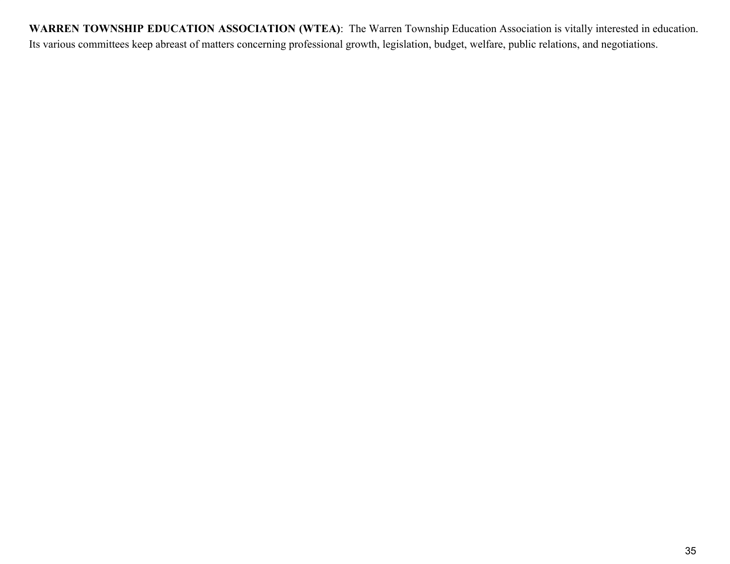**WARREN TOWNSHIP EDUCATION ASSOCIATION (WTEA)**: The Warren Township Education Association is vitally interested in education. Its various committees keep abreast of matters concerning professional growth, legislation, budget, welfare, public relations, and negotiations.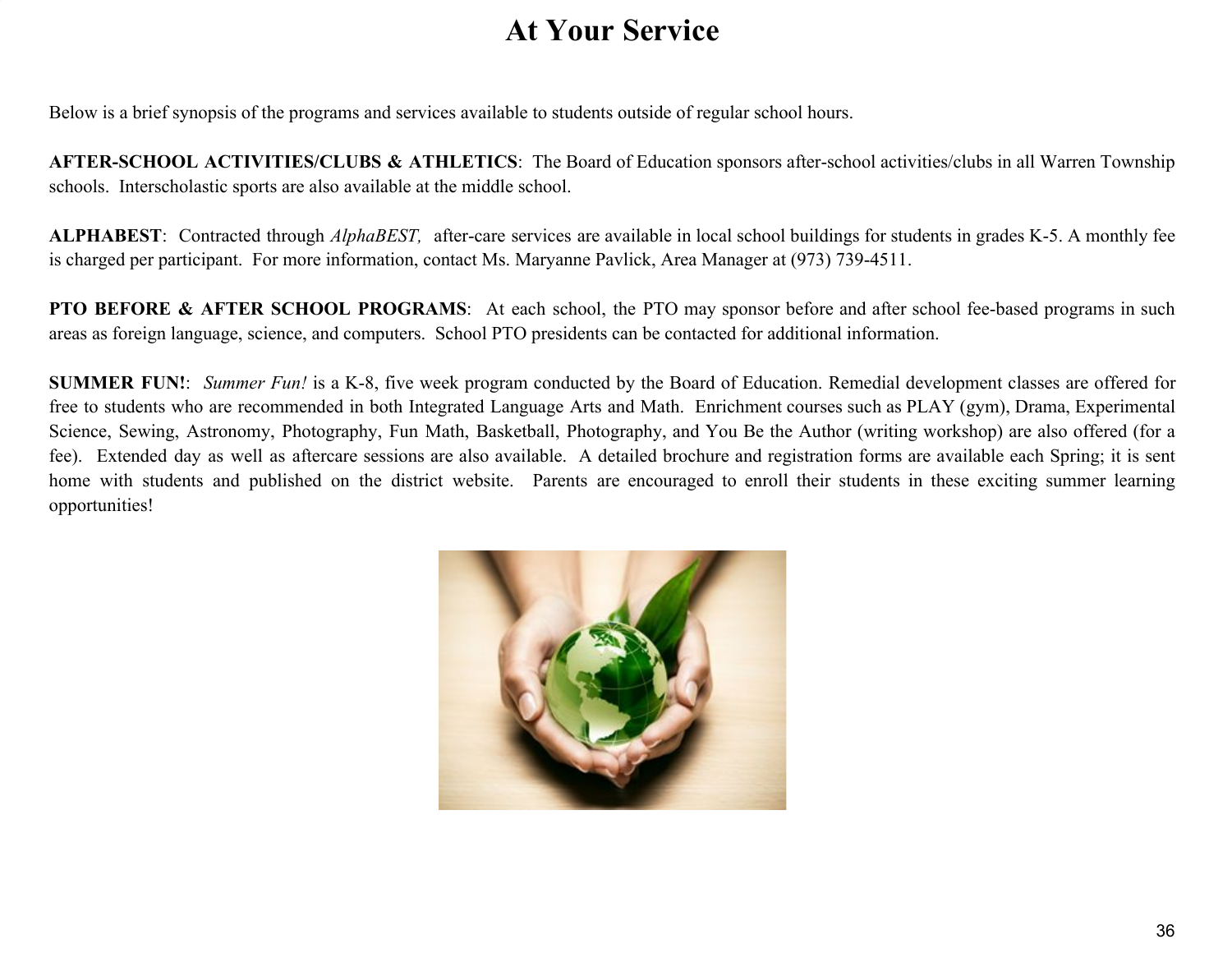# At Your Service

Below is a brief synopsis of the programs and services available to students outside of regular school hours.

**AFTER-SCHOOL ACTIVITIES/CLUBS & ATHLETICS**: The Board of Education sponsors after-school activities/clubs in all Warren Township schools. Interscholastic sports are also available at the middle school.

**ALPHABEST**: Contracted through *AlphaBEST,* after-care services are available in local school buildings for students in grades K-5. A monthly fee is charged per participant. For more information, contact Ms. Maryanne Pavlick, Area Manager at (973) 739-4511.

**PTO BEFORE & AFTER SCHOOL PROGRAMS**: At each school, the PTO may sponsor before and after school fee-based programs in such areas as foreign language, science, and computers. School PTO presidents can be contacted for additional information.

**SUMMER FUN!**: *Summer Fun!* is a K-8, five week program conducted by the Board of Education. Remedial development classes are offered for free to students who are recommended in both Integrated Language Arts and Math. Enrichment courses such as PLAY (gym), Drama, Experimental Science, Sewing, Astronomy, Photography, Fun Math, Basketball, Photography, and You Be the Author (writing workshop) are also offered (for a fee). Extended day as well as aftercare sessions are also available. A detailed brochure and registration forms are available each Spring; it is sent home with students and published on the district website. Parents are encouraged to enroll their students in these exciting summer learning opportunities!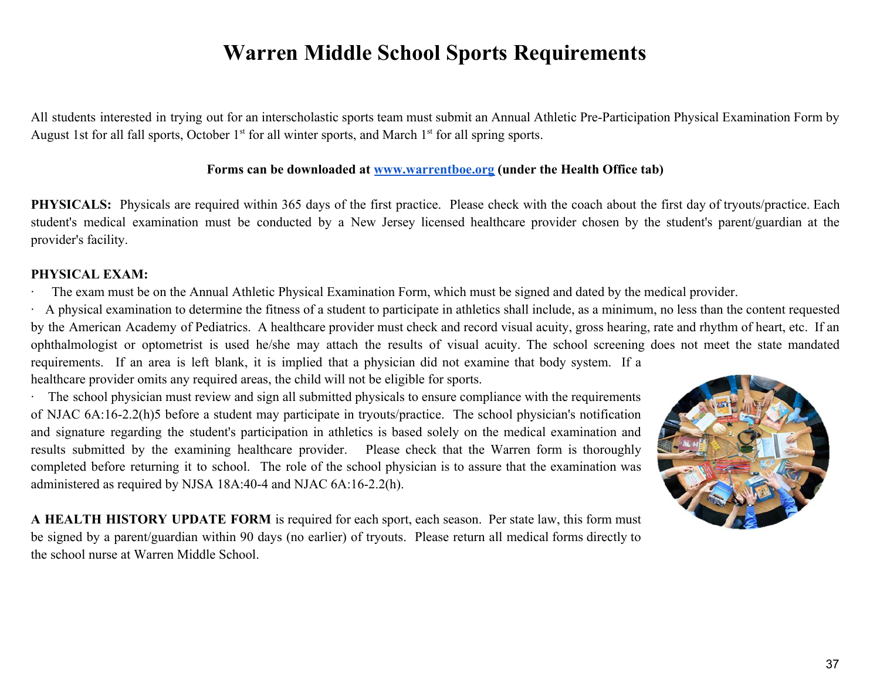# Warren Middle School Sports Requirements

All students interested in trying out for an interscholastic sports team must submit an Annual Athletic Pre-Participation Physical Examination Form by August 1st for all fall sports, October 1st for all winter sports, and March 1st for all spring sports.

**Forms can be downloaded at [www.warrentboe.org](www.warrentboe.org) (under the Health Office tab)**

**PHYSICALS:** Physicals are required within 365 days of the first practice. Please check with the coach about the first day of tryouts/practice. Each student's medical examination must be conducted by a New Jersey licensed healthcare provider chosen by the student's parent/guardian at the provider's facility.

**PHYSICAL EXAM:**

- The exam must be on the Annual Athletic Physical Examination Form, which must be signed and dated by the medical provider.
- A physical examination to determine the fitness of a student to participate in athletics shall include, as a minimum, no less than the content requested by the American Academy of Pediatrics. A healthcare provider must check and record visual acuity, gross hearing, rate and rhythm of heart, etc. If an ophthalmologist or optometrist is used he/she may attach the results of visual acuity. The school screening does not meet the state mandated requirements. If an area is left blank, it is implied that a physician did not examine that body system. If a healthcare provider omits any required areas, the child will not be eligible for sports.
- The school physician must review and sign all submitted physicals to ensure compliance with the requirements of NJAC 6A:16-2.2(h)5 before a student may participate in tryouts/practice. The school physician's notification and signature regarding the student's participation in athletics is based solely on the medical examination and results submitted by the examining healthcare provider. Please check that the Warren form is thoroughly completed before returning it to school. The role of the school physician is to assure that the examination was administered as required by NJSA 18A:40-4 and NJAC 6A:16-2.2(h).

**A HEALTH HISTORY UPDATE FORM** is required for each sport, each season. Per state law, this form must be signed by a parent/guardian within 90 days (no earlier) of tryouts. Please return all medical forms directly to the school nurse at Warren Middle School.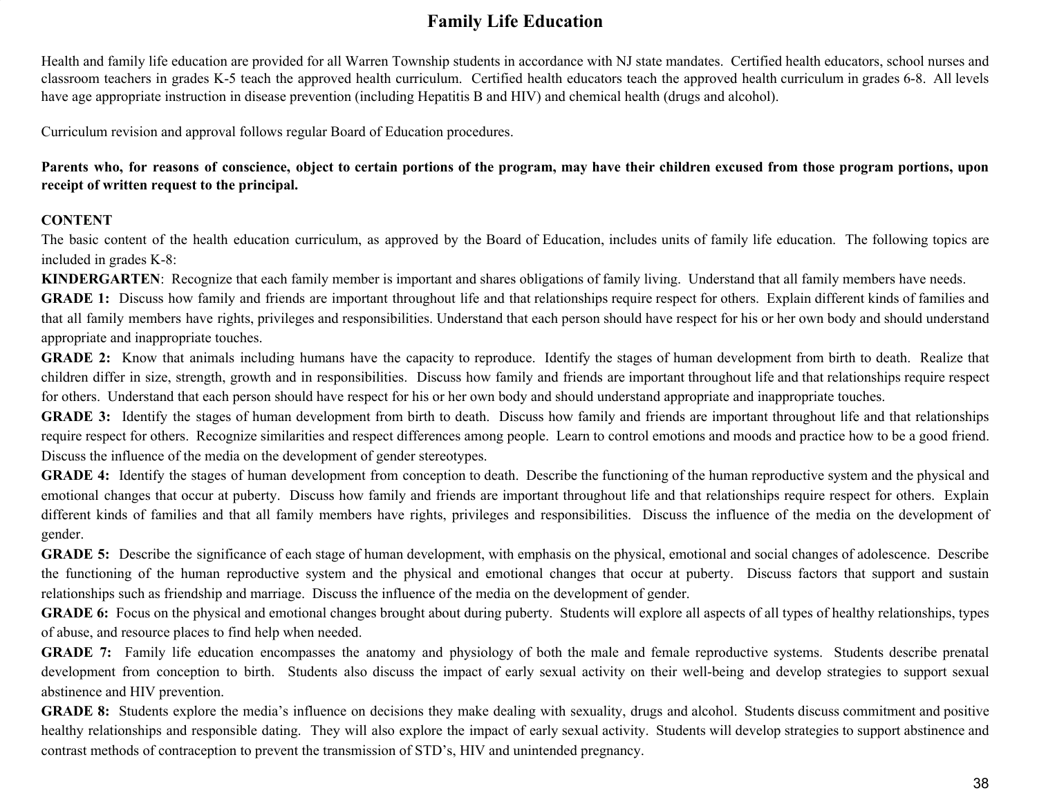# Family Life Education

Health and family life education are provided for all Warren Township students in accordance with NJ state mandates. Certified health educators, school nurses and classroom teachers in grades K-5 teach the approved health curriculum. Certified health educators teach the approved health curriculum in grades 6-8. All levels have age appropriate instruction in disease prevention (including Hepatitis B and HIV) and chemical health (drugs and alcohol).

Curriculum revision and approval follows regular Board of Education procedures.

**Parents who, for reasons of conscience, object to certain portions of the program, may have their children excused from those program portions, upon receipt of written request to the principal.**

**CONTENT**

The basic content of the health education curriculum, as approved by the Board of Education, includes units of family life education. The following topics are included in grades K-8:

**KINDERGARTEN**: Recognize that each family member is important and shares obligations of family living. Understand that all family members have needs.

**GRADE 1:** Discuss how family and friends are important throughout life and that relationships require respect for others. Explain different kinds of families and that all family members have rights, privileges and responsibilities. Understand that each person should have respect for his or her own body and should understand appropriate and inappropriate touches.

**GRADE 2:** Know that animals including humans have the capacity to reproduce. Identify the stages of human development from birth to death. Realize that children differ in size, strength, growth and in responsibilities. Discuss how family and friends are important throughout life and that relationships require respect for others. Understand that each person should have respect for his or her own body and should understand appropriate and inappropriate touches.

**GRADE 3:** Identify the stages of human development from birth to death. Discuss how family and friends are important throughout life and that relationships require respect for others. Recognize similarities and respect differences among people. Learn to control emotions and moods and practice how to be a good friend. Discuss the influence of the media on the development of gender stereotypes.

**GRADE 4:** Identify the stages of human development from conception to death. Describe the functioning of the human reproductive system and the physical and emotional changes that occur at puberty. Discuss how family and friends are important throughout life and that relationships require respect for others. Explain different kinds of families and that all family members have rights, privileges and responsibilities. Discuss the influence of the media on the development of gender.

**GRADE 5:** Describe the significance of each stage of human development, with emphasis on the physical, emotional and social changes of adolescence. Describe the functioning of the human reproductive system and the physical and emotional changes that occur at puberty. Discuss factors that support and sustain relationships such as friendship and marriage. Discuss the influence of the media on the development of gender.

**GRADE 6:** Focus on the physical and emotional changes brought about during puberty. Students will explore all aspects of all types of healthy relationships, types of abuse, and resource places to find help when needed.

**GRADE 7:** Family life education encompasses the anatomy and physiology of both the male and female reproductive systems. Students describe prenatal development from conception to birth. Students also discuss the impact of early sexual activity on their well-being and develop strategies to support sexual abstinence and HIV prevention.

**GRADE 8:** Students explore the media's influence on decisions they make dealing with sexuality, drugs and alcohol. Students discuss commitment and positive healthy relationships and responsible dating. They will also explore the impact of early sexual activity. Students will develop strategies to support abstinence and contrast methods of contraception to prevent the transmission of STD's, HIV and unintended pregnancy.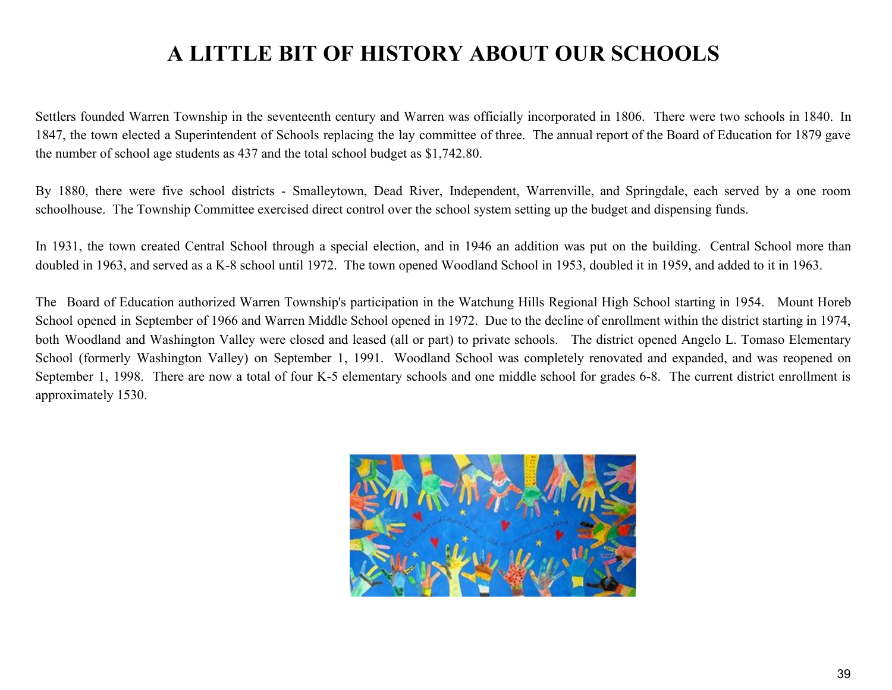# A LITTLE BIT OF HISTORY ABOUT OUR SCHOOLS

Settlers founded Warren Township in the seventeenth century and Warren was officially incorporated in 1806. There were two schools in 1840. In 1847, the town elected a Superintendent of Schools replacing the lay committee of three. The annual report of the Board of Education for 1879 gave the number of school age students as 437 and the total school budget as $1,742.80.

By 1880, there were five school districts - Smalleytown, Dead River, Independent, Warrenville, and Springdale, each served by a one room schoolhouse. The Township Committee exercised direct control over the school system setting up the budget and dispensing funds.

In 1931, the town created Central School through a special election, and in 1946 an addition was put on the building. Central School more than doubled in 1963, and served as a K-8 school until 1972. The town opened Woodland School in 1953, doubled it in 1959, and added to it in 1963.

The Board of Education authorized Warren Township's participation in the Watchung Hills Regional High School starting in 1954. Mount Horeb School opened in September of 1966 and Warren Middle School opened in 1972. Due to the decline of enrollment within the district starting in 1974, both Woodland and Washington Valley were closed and leased (all or part) to private schools. The district opened Angelo L. Tomaso Elementary School (formerly Washington Valley) on September 1, 1991. Woodland School was completely renovated and expanded, and was reopened on September 1, 1998. There are now a total of four K-5 elementary schools and one middle school for grades 6-8. The current district enrollment is approximately 1530.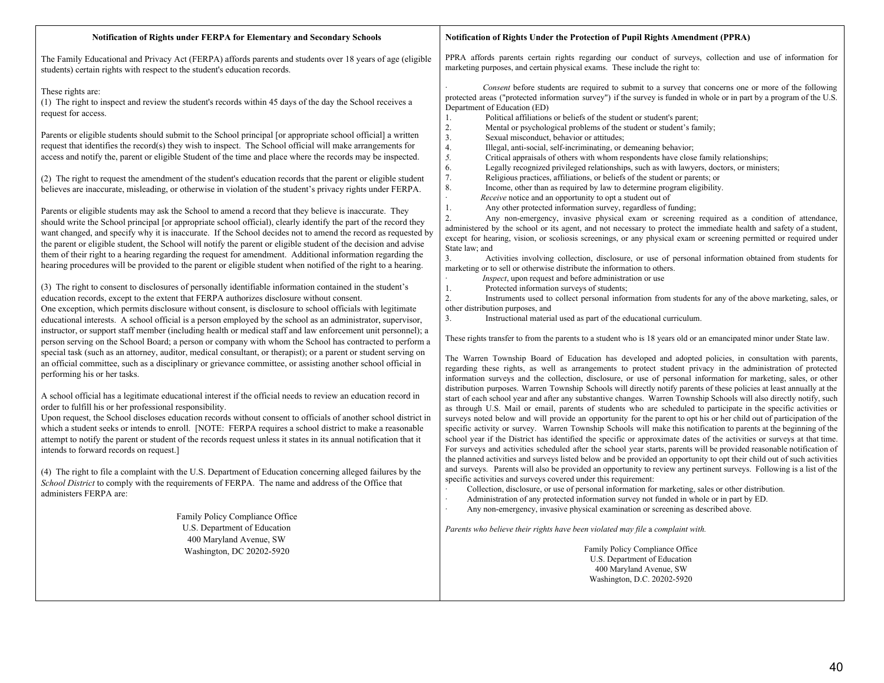**Notification of Rights under FERPA for Elementary and Secondary Schools**

The Family Educational and Privacy Act (FERPA) affords parents and students over 18 years of age (eligible students) certain rights with respect to the student's education records.

These rights are:
(1) The right to inspect and review the student's records within 45 days of the day the School receives a request for access.

Parents or eligible students should submit to the School principal [or appropriate school official] a written request that identifies the record(s) they wish to inspect. The School official will make arrangements for access and notify the, parent or eligible Student of the time and place where the records may be inspected.

(2) The right to request the amendment of the student's education records that the parent or eligible student believes are inaccurate, misleading, or otherwise in violation of the student's privacy rights under FERPA.

Parents or eligible students may ask the School to amend a record that they believe is inaccurate. They should write the School principal [or appropriate school official), clearly identify the part of the record they want changed, and specify why it is inaccurate. If the School decides not to amend the record as requested by the parent or eligible student, the School will notify the parent or eligible student of the decision and advise them of their right to a hearing regarding the request for amendment. Additional information regarding the hearing procedures will be provided to the parent or eligible student when notified of the right to a hearing.

(3) The right to consent to disclosures of personally identifiable information contained in the student's education records, except to the extent that FERPA authorizes disclosure without consent.
One exception, which permits disclosure without consent, is disclosure to school officials with legitimate educational interests. A school official is a person employed by the school as an administrator, supervisor, instructor, or support staff member (including health or medical staff and law enforcement unit personnel); a person serving on the School Board; a person or company with whom the School has contracted to perform a special task (such as an attorney, auditor, medical consultant, or therapist); or a parent or student serving on an official committee, such as a disciplinary or grievance committee, or assisting another school official in performing his or her tasks.

A school official has a legitimate educational interest if the official needs to review an education record in order to fulfill his or her professional responsibility.
Upon request, the School discloses education records without consent to officials of another school district in which a student seeks or intends to enroll. [NOTE: FERPA requires a school district to make a reasonable attempt to notify the parent or student of the records request unless it states in its annual notification that it intends to forward records on request.]

(4) The right to file a complaint with the U.S. Department of Education concerning alleged failures by the *School District* to comply with the requirements of FERPA. The name and address of the Office that administers FERPA are:

Family Policy Compliance Office
U.S. Department of Education
400 Maryland Avenue, SW
Washington, DC 20202-5920

**Notification of Rights Under the Protection of Pupil Rights Amendment (PPRA)**

PPRA affords parents certain rights regarding our conduct of surveys, collection and use of information for marketing purposes, and certain physical exams. These include the right to:

- *Consent* before students are required to submit to a survey that concerns one or more of the following protected areas ("protected information survey") if the survey is funded in whole or in part by a program of the U.S. Department of Education (ED)
  1. Political affiliations or beliefs of the student or student's parent;
  2. Mental or psychological problems of the student or student's family;
  3. Sexual misconduct, behavior or attitudes;
  4. Illegal, anti-social, self-incriminating, or demeaning behavior;
  5. Critical appraisals of others with whom respondents have close family relationships;
  6. Legally recognized privileged relationships, such as with lawyers, doctors, or ministers;
  7. Religious practices, affiliations, or beliefs of the student or parents; or
  8. Income, other than as required by law to determine program eligibility.
- *Receive* notice and an opportunity to opt a student out of
  1. Any other protected information survey, regardless of funding;
  2. Any non-emergency, invasive physical exam or screening required as a condition of attendance, administered by the school or its agent, and not necessary to protect the immediate health and safety of a student, except for hearing, vision, or scoliosis screenings, or any physical exam or screening permitted or required under State law; and
  3. Activities involving collection, disclosure, or use of personal information obtained from students for marketing or to sell or otherwise distribute the information to others.
- *Inspect*, upon request and before administration or use
  1. Protected information surveys of students;
  2. Instruments used to collect personal information from students for any of the above marketing, sales, or other distribution purposes, and
  3. Instructional material used as part of the educational curriculum.

These rights transfer to from the parents to a student who is 18 years old or an emancipated minor under State law.

The Warren Township Board of Education has developed and adopted policies, in consultation with parents, regarding these rights, as well as arrangements to protect student privacy in the administration of protected information surveys and the collection, disclosure, or use of personal information for marketing, sales, or other distribution purposes. Warren Township Schools will directly notify parents of these policies at least annually at the start of each school year and after any substantive changes. Warren Township Schools will also directly notify, such as through U.S. Mail or email, parents of students who are scheduled to participate in the specific activities or surveys noted below and will provide an opportunity for the parent to opt his or her child out of participation of the specific activity or survey. Warren Township Schools will make this notification to parents at the beginning of the school year if the District has identified the specific or approximate dates of the activities or surveys at that time. For surveys and activities scheduled after the school year starts, parents will be provided reasonable notification of the planned activities and surveys listed below and be provided an opportunity to opt their child out of such activities and surveys. Parents will also be provided an opportunity to review any pertinent surveys. Following is a list of the specific activities and surveys covered under this requirement:

- Collection, disclosure, or use of personal information for marketing, sales or other distribution.
- Administration of any protected information survey not funded in whole or in part by ED.
- Any non-emergency, invasive physical examination or screening as described above.

*Parents who believe their rights have been violated may file* a *complaint with.*

Family Policy Compliance Office
U.S. Department of Education
400 Maryland Avenue, SW
Washington, D.C. 20202-5920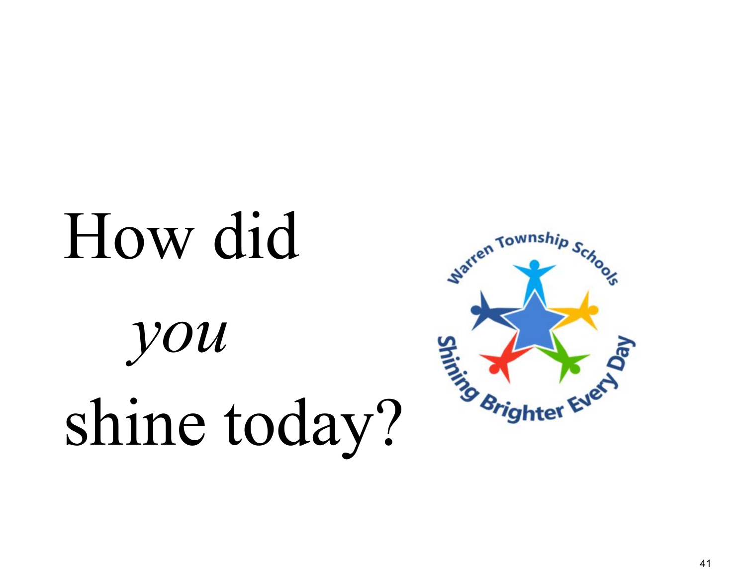How did *you* shine today?